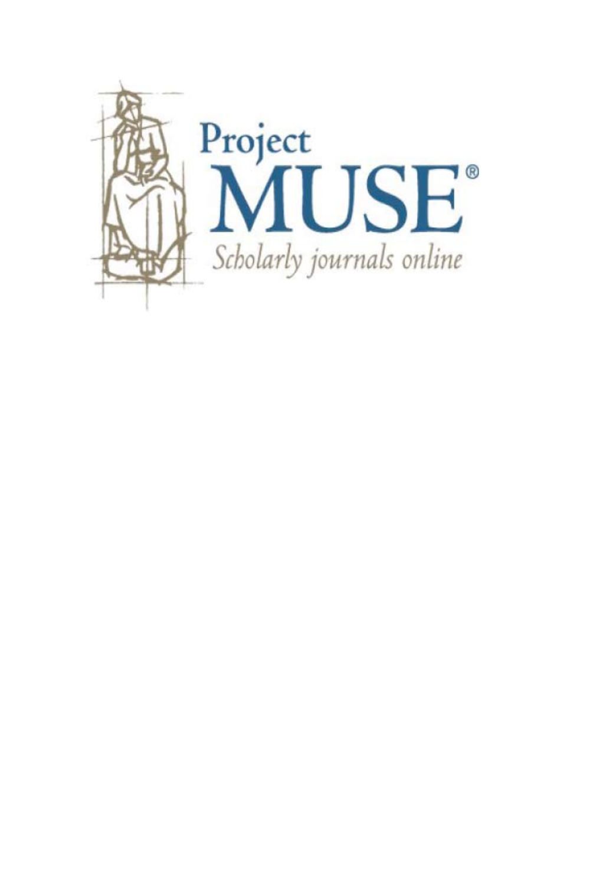Project
MUSE®
*Scholarly journals online*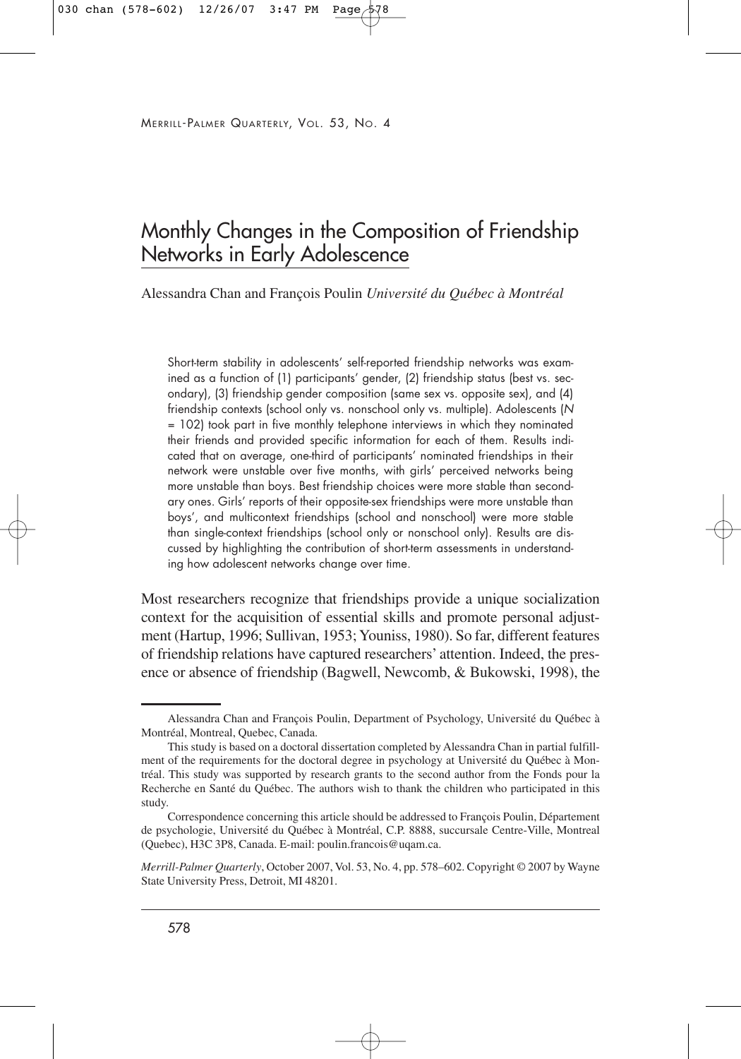# Monthly Changes in the Composition of Friendship Networks in Early Adolescence

Alessandra Chan and François Poulin *Université du Québec à Montréal*

Short-term stability in adolescents' self-reported friendship networks was examined as a function of (1) participants' gender, (2) friendship status (best vs. secondary), (3) friendship gender composition (same sex vs. opposite sex), and (4) friendship contexts (school only vs. nonschool only vs. multiple). Adolescents (*N* = 102) took part in five monthly telephone interviews in which they nominated their friends and provided specific information for each of them. Results indicated that on average, one-third of participants' nominated friendships in their network were unstable over five months, with girls' perceived networks being more unstable than boys. Best friendship choices were more stable than secondary ones. Girls' reports of their opposite-sex friendships were more unstable than boys', and multicontext friendships (school and nonschool) were more stable than single-context friendships (school only or nonschool only). Results are discussed by highlighting the contribution of short-term assessments in understanding how adolescent networks change over time.

Most researchers recognize that friendships provide a unique socialization context for the acquisition of essential skills and promote personal adjustment (Hartup, 1996; Sullivan, 1953; Youniss, 1980). So far, different features of friendship relations have captured researchers' attention. Indeed, the presence or absence of friendship (Bagwell, Newcomb, & Bukowski, 1998), the

---

Alessandra Chan and François Poulin, Department of Psychology, Université du Québec à Montréal, Montreal, Quebec, Canada.

This study is based on a doctoral dissertation completed by Alessandra Chan in partial fulfillment of the requirements for the doctoral degree in psychology at Université du Québec à Montréal. This study was supported by research grants to the second author from the Fonds pour la Recherche en Santé du Québec. The authors wish to thank the children who participated in this study.

Correspondence concerning this article should be addressed to François Poulin, Département de psychologie, Université du Québec à Montréal, C.P. 8888, succursale Centre-Ville, Montreal (Quebec), H3C 3P8, Canada. E-mail: poulin.francois@uqam.ca.

*Merrill-Palmer Quarterly*, October 2007, Vol. 53, No. 4, pp. 578–602. Copyright © 2007 by Wayne State University Press, Detroit, MI 48201.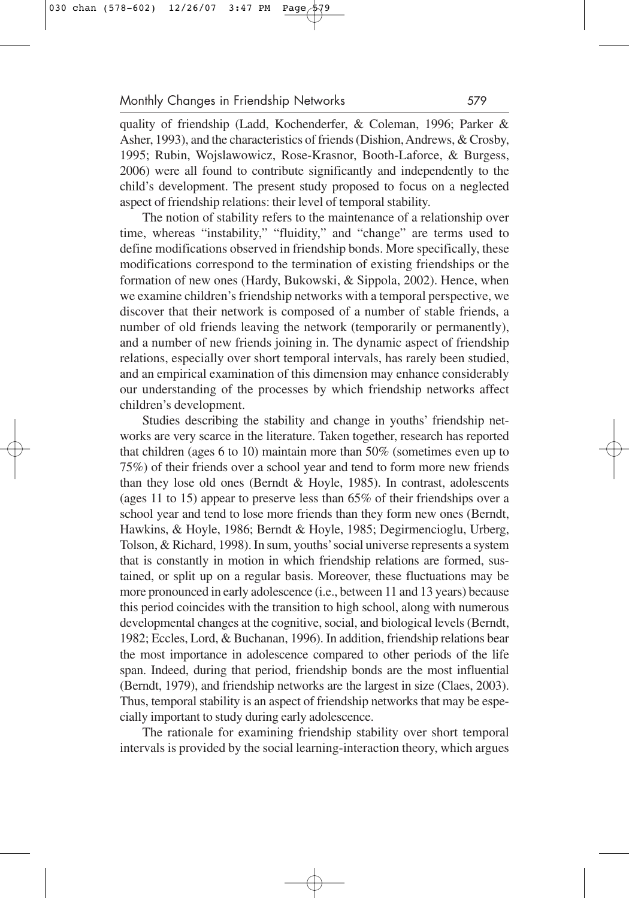quality of friendship (Ladd, Kochenderfer, & Coleman, 1996; Parker & Asher, 1993), and the characteristics of friends (Dishion, Andrews, & Crosby, 1995; Rubin, Wojslawowicz, Rose-Krasnor, Booth-Laforce, & Burgess, 2006) were all found to contribute significantly and independently to the child's development. The present study proposed to focus on a neglected aspect of friendship relations: their level of temporal stability.

The notion of stability refers to the maintenance of a relationship over time, whereas "instability," "fluidity," and "change" are terms used to define modifications observed in friendship bonds. More specifically, these modifications correspond to the termination of existing friendships or the formation of new ones (Hardy, Bukowski, & Sippola, 2002). Hence, when we examine children's friendship networks with a temporal perspective, we discover that their network is composed of a number of stable friends, a number of old friends leaving the network (temporarily or permanently), and a number of new friends joining in. The dynamic aspect of friendship relations, especially over short temporal intervals, has rarely been studied, and an empirical examination of this dimension may enhance considerably our understanding of the processes by which friendship networks affect children's development.

Studies describing the stability and change in youths' friendship networks are very scarce in the literature. Taken together, research has reported that children (ages 6 to 10) maintain more than 50% (sometimes even up to 75%) of their friends over a school year and tend to form more new friends than they lose old ones (Berndt & Hoyle, 1985). In contrast, adolescents (ages 11 to 15) appear to preserve less than 65% of their friendships over a school year and tend to lose more friends than they form new ones (Berndt, Hawkins, & Hoyle, 1986; Berndt & Hoyle, 1985; Degirmencioglu, Urberg, Tolson, & Richard, 1998). In sum, youths' social universe represents a system that is constantly in motion in which friendship relations are formed, sustained, or split up on a regular basis. Moreover, these fluctuations may be more pronounced in early adolescence (i.e., between 11 and 13 years) because this period coincides with the transition to high school, along with numerous developmental changes at the cognitive, social, and biological levels (Berndt, 1982; Eccles, Lord, & Buchanan, 1996). In addition, friendship relations bear the most importance in adolescence compared to other periods of the life span. Indeed, during that period, friendship bonds are the most influential (Berndt, 1979), and friendship networks are the largest in size (Claes, 2003). Thus, temporal stability is an aspect of friendship networks that may be especially important to study during early adolescence.

The rationale for examining friendship stability over short temporal intervals is provided by the social learning-interaction theory, which argues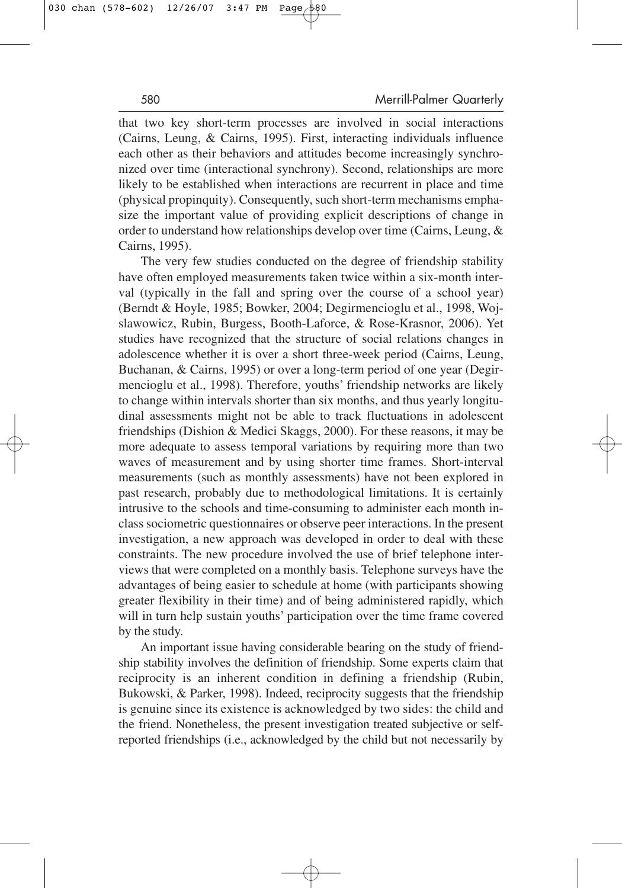that two key short-term processes are involved in social interactions (Cairns, Leung, & Cairns, 1995). First, interacting individuals influence each other as their behaviors and attitudes become increasingly synchronized over time (interactional synchrony). Second, relationships are more likely to be established when interactions are recurrent in place and time (physical propinquity). Consequently, such short-term mechanisms emphasize the important value of providing explicit descriptions of change in order to understand how relationships develop over time (Cairns, Leung, & Cairns, 1995).

The very few studies conducted on the degree of friendship stability have often employed measurements taken twice within a six-month interval (typically in the fall and spring over the course of a school year) (Berndt & Hoyle, 1985; Bowker, 2004; Degirmencioglu et al., 1998, Wojslawowicz, Rubin, Burgess, Booth-Laforce, & Rose-Krasnor, 2006). Yet studies have recognized that the structure of social relations changes in adolescence whether it is over a short three-week period (Cairns, Leung, Buchanan, & Cairns, 1995) or over a long-term period of one year (Degirmencioglu et al., 1998). Therefore, youths' friendship networks are likely to change within intervals shorter than six months, and thus yearly longitudinal assessments might not be able to track fluctuations in adolescent friendships (Dishion & Medici Skaggs, 2000). For these reasons, it may be more adequate to assess temporal variations by requiring more than two waves of measurement and by using shorter time frames. Short-interval measurements (such as monthly assessments) have not been explored in past research, probably due to methodological limitations. It is certainly intrusive to the schools and time-consuming to administer each month in-class sociometric questionnaires or observe peer interactions. In the present investigation, a new approach was developed in order to deal with these constraints. The new procedure involved the use of brief telephone interviews that were completed on a monthly basis. Telephone surveys have the advantages of being easier to schedule at home (with participants showing greater flexibility in their time) and of being administered rapidly, which will in turn help sustain youths' participation over the time frame covered by the study.

An important issue having considerable bearing on the study of friendship stability involves the definition of friendship. Some experts claim that reciprocity is an inherent condition in defining a friendship (Rubin, Bukowski, & Parker, 1998). Indeed, reciprocity suggests that the friendship is genuine since its existence is acknowledged by two sides: the child and the friend. Nonetheless, the present investigation treated subjective or self-reported friendships (i.e., acknowledged by the child but not necessarily by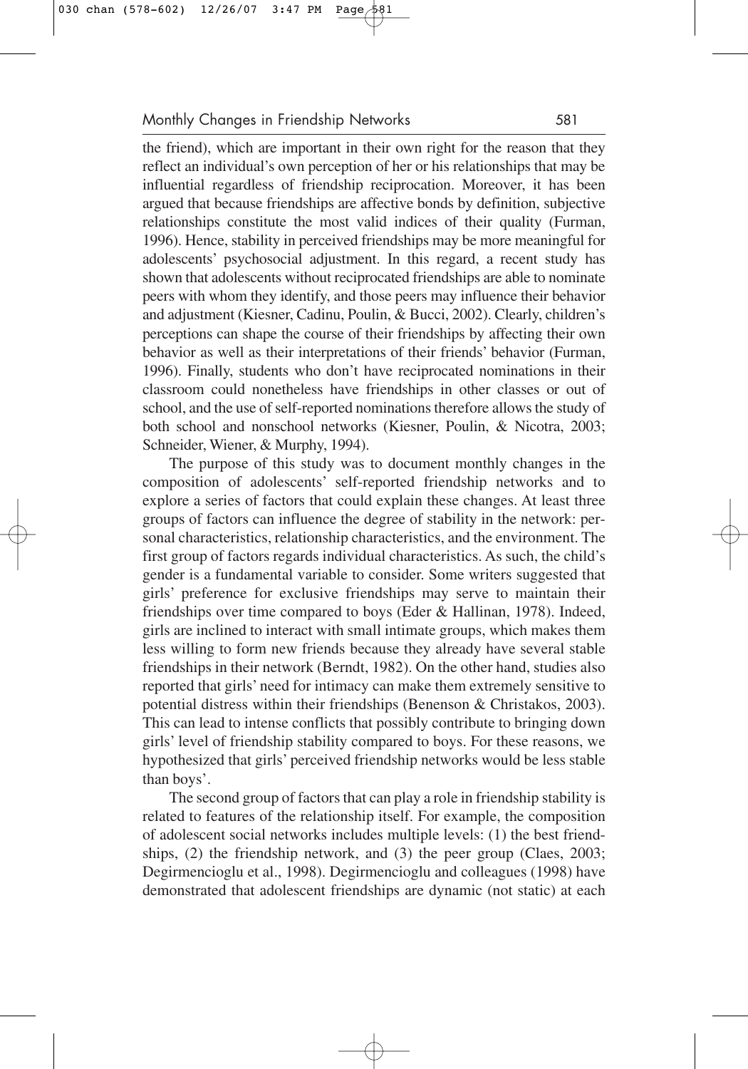the friend), which are important in their own right for the reason that they reflect an individual's own perception of her or his relationships that may be influential regardless of friendship reciprocation. Moreover, it has been argued that because friendships are affective bonds by definition, subjective relationships constitute the most valid indices of their quality (Furman, 1996). Hence, stability in perceived friendships may be more meaningful for adolescents' psychosocial adjustment. In this regard, a recent study has shown that adolescents without reciprocated friendships are able to nominate peers with whom they identify, and those peers may influence their behavior and adjustment (Kiesner, Cadinu, Poulin, & Bucci, 2002). Clearly, children's perceptions can shape the course of their friendships by affecting their own behavior as well as their interpretations of their friends' behavior (Furman, 1996). Finally, students who don't have reciprocated nominations in their classroom could nonetheless have friendships in other classes or out of school, and the use of self-reported nominations therefore allows the study of both school and nonschool networks (Kiesner, Poulin, & Nicotra, 2003; Schneider, Wiener, & Murphy, 1994).

The purpose of this study was to document monthly changes in the composition of adolescents' self-reported friendship networks and to explore a series of factors that could explain these changes. At least three groups of factors can influence the degree of stability in the network: personal characteristics, relationship characteristics, and the environment. The first group of factors regards individual characteristics. As such, the child's gender is a fundamental variable to consider. Some writers suggested that girls' preference for exclusive friendships may serve to maintain their friendships over time compared to boys (Eder & Hallinan, 1978). Indeed, girls are inclined to interact with small intimate groups, which makes them less willing to form new friends because they already have several stable friendships in their network (Berndt, 1982). On the other hand, studies also reported that girls' need for intimacy can make them extremely sensitive to potential distress within their friendships (Benenson & Christakos, 2003). This can lead to intense conflicts that possibly contribute to bringing down girls' level of friendship stability compared to boys. For these reasons, we hypothesized that girls' perceived friendship networks would be less stable than boys'.

The second group of factors that can play a role in friendship stability is related to features of the relationship itself. For example, the composition of adolescent social networks includes multiple levels: (1) the best friendships, (2) the friendship network, and (3) the peer group (Claes, 2003; Degirmencioglu et al., 1998). Degirmencioglu and colleagues (1998) have demonstrated that adolescent friendships are dynamic (not static) at each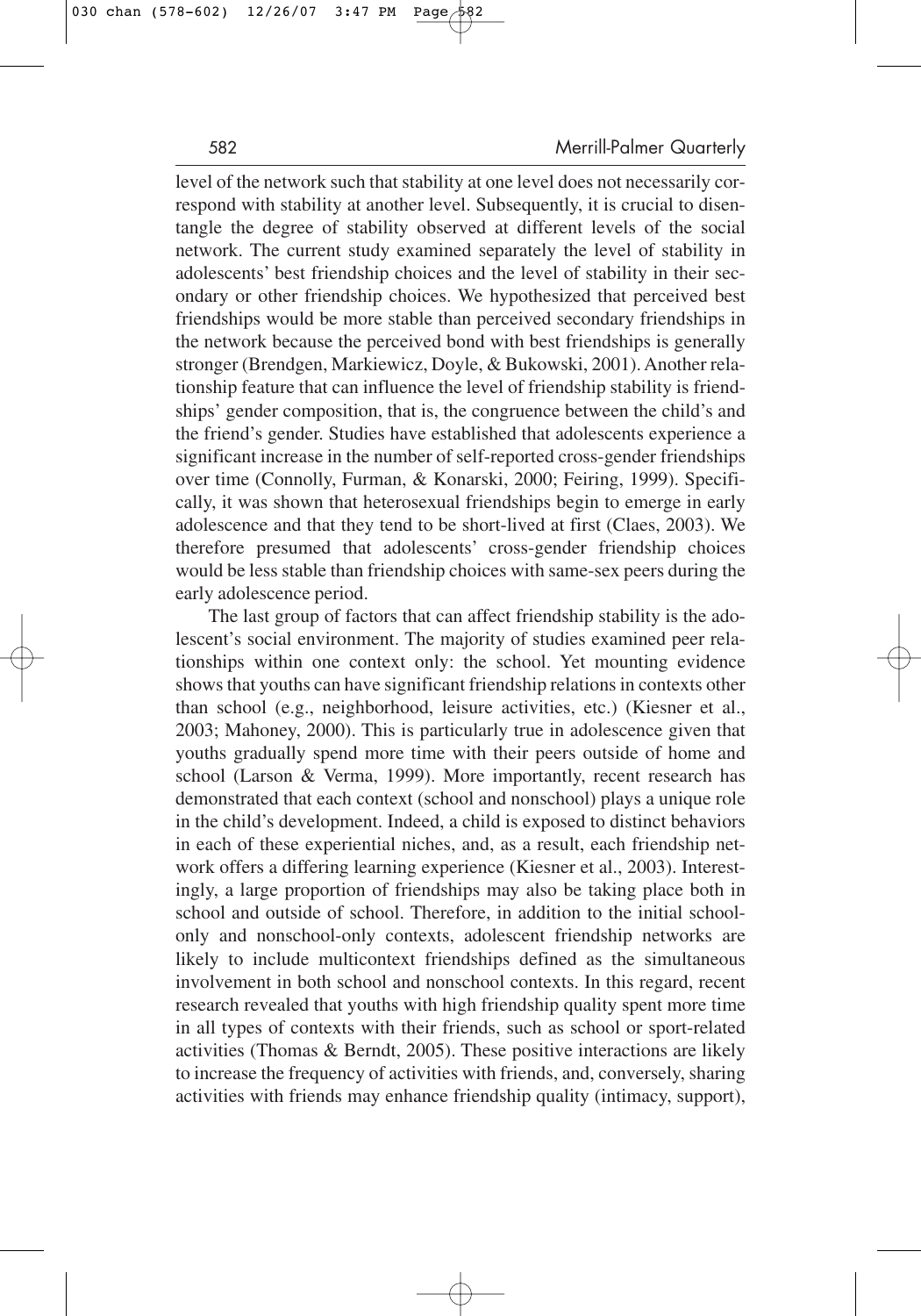level of the network such that stability at one level does not necessarily correspond with stability at another level. Subsequently, it is crucial to disentangle the degree of stability observed at different levels of the social network. The current study examined separately the level of stability in adolescents' best friendship choices and the level of stability in their secondary or other friendship choices. We hypothesized that perceived best friendships would be more stable than perceived secondary friendships in the network because the perceived bond with best friendships is generally stronger (Brendgen, Markiewicz, Doyle, & Bukowski, 2001). Another relationship feature that can influence the level of friendship stability is friendships' gender composition, that is, the congruence between the child's and the friend's gender. Studies have established that adolescents experience a significant increase in the number of self-reported cross-gender friendships over time (Connolly, Furman, & Konarski, 2000; Feiring, 1999). Specifically, it was shown that heterosexual friendships begin to emerge in early adolescence and that they tend to be short-lived at first (Claes, 2003). We therefore presumed that adolescents' cross-gender friendship choices would be less stable than friendship choices with same-sex peers during the early adolescence period.

The last group of factors that can affect friendship stability is the adolescent's social environment. The majority of studies examined peer relationships within one context only: the school. Yet mounting evidence shows that youths can have significant friendship relations in contexts other than school (e.g., neighborhood, leisure activities, etc.) (Kiesner et al., 2003; Mahoney, 2000). This is particularly true in adolescence given that youths gradually spend more time with their peers outside of home and school (Larson & Verma, 1999). More importantly, recent research has demonstrated that each context (school and nonschool) plays a unique role in the child's development. Indeed, a child is exposed to distinct behaviors in each of these experiential niches, and, as a result, each friendship network offers a differing learning experience (Kiesner et al., 2003). Interestingly, a large proportion of friendships may also be taking place both in school and outside of school. Therefore, in addition to the initial school-only and nonschool-only contexts, adolescent friendship networks are likely to include multicontext friendships defined as the simultaneous involvement in both school and nonschool contexts. In this regard, recent research revealed that youths with high friendship quality spent more time in all types of contexts with their friends, such as school or sport-related activities (Thomas & Berndt, 2005). These positive interactions are likely to increase the frequency of activities with friends, and, conversely, sharing activities with friends may enhance friendship quality (intimacy, support),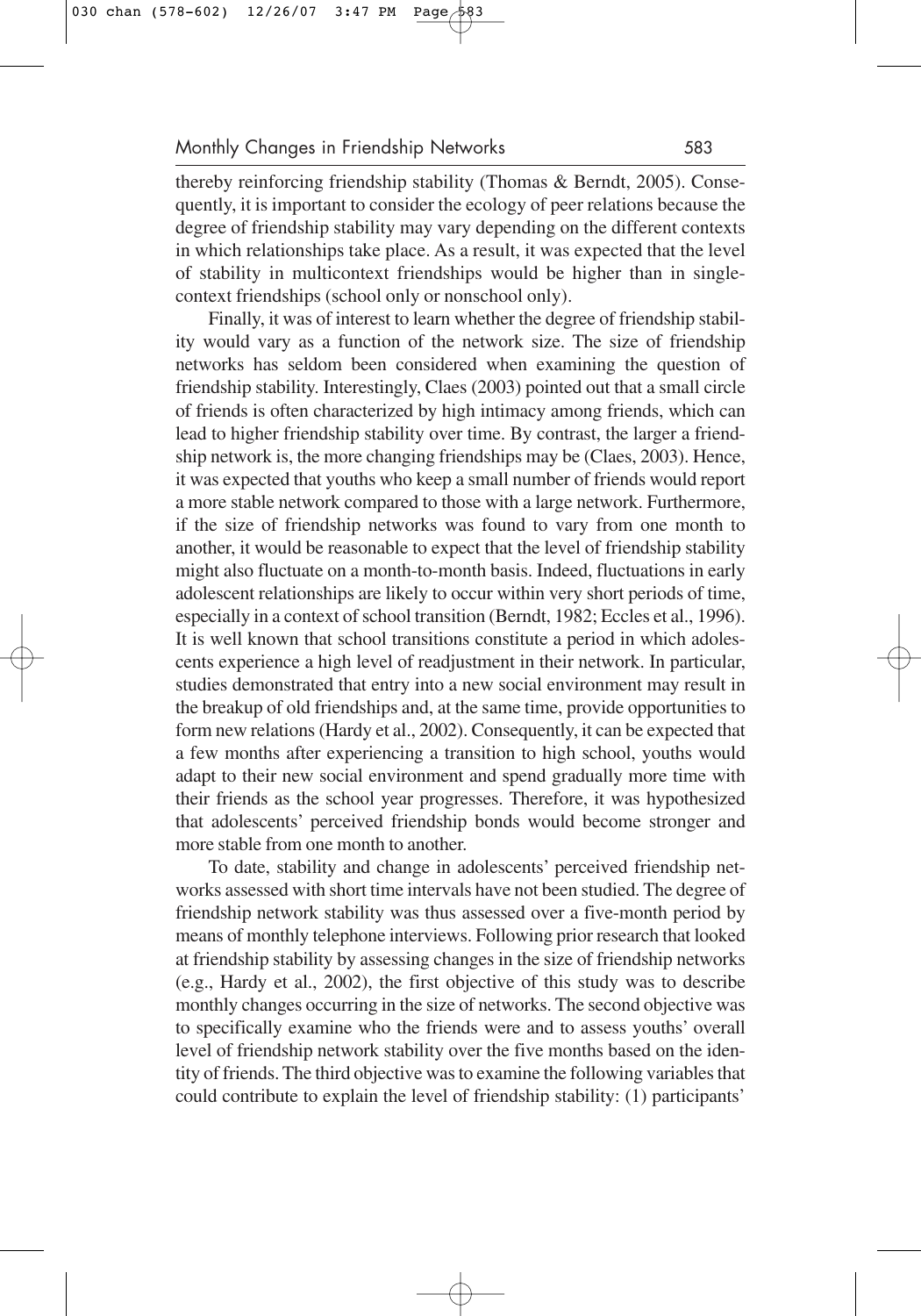thereby reinforcing friendship stability (Thomas & Berndt, 2005). Consequently, it is important to consider the ecology of peer relations because the degree of friendship stability may vary depending on the different contexts in which relationships take place. As a result, it was expected that the level of stability in multicontext friendships would be higher than in single-context friendships (school only or nonschool only).

Finally, it was of interest to learn whether the degree of friendship stability would vary as a function of the network size. The size of friendship networks has seldom been considered when examining the question of friendship stability. Interestingly, Claes (2003) pointed out that a small circle of friends is often characterized by high intimacy among friends, which can lead to higher friendship stability over time. By contrast, the larger a friendship network is, the more changing friendships may be (Claes, 2003). Hence, it was expected that youths who keep a small number of friends would report a more stable network compared to those with a large network. Furthermore, if the size of friendship networks was found to vary from one month to another, it would be reasonable to expect that the level of friendship stability might also fluctuate on a month-to-month basis. Indeed, fluctuations in early adolescent relationships are likely to occur within very short periods of time, especially in a context of school transition (Berndt, 1982; Eccles et al., 1996). It is well known that school transitions constitute a period in which adolescents experience a high level of readjustment in their network. In particular, studies demonstrated that entry into a new social environment may result in the breakup of old friendships and, at the same time, provide opportunities to form new relations (Hardy et al., 2002). Consequently, it can be expected that a few months after experiencing a transition to high school, youths would adapt to their new social environment and spend gradually more time with their friends as the school year progresses. Therefore, it was hypothesized that adolescents' perceived friendship bonds would become stronger and more stable from one month to another.

To date, stability and change in adolescents' perceived friendship networks assessed with short time intervals have not been studied. The degree of friendship network stability was thus assessed over a five-month period by means of monthly telephone interviews. Following prior research that looked at friendship stability by assessing changes in the size of friendship networks (e.g., Hardy et al., 2002), the first objective of this study was to describe monthly changes occurring in the size of networks. The second objective was to specifically examine who the friends were and to assess youths' overall level of friendship network stability over the five months based on the identity of friends. The third objective was to examine the following variables that could contribute to explain the level of friendship stability: (1) participants'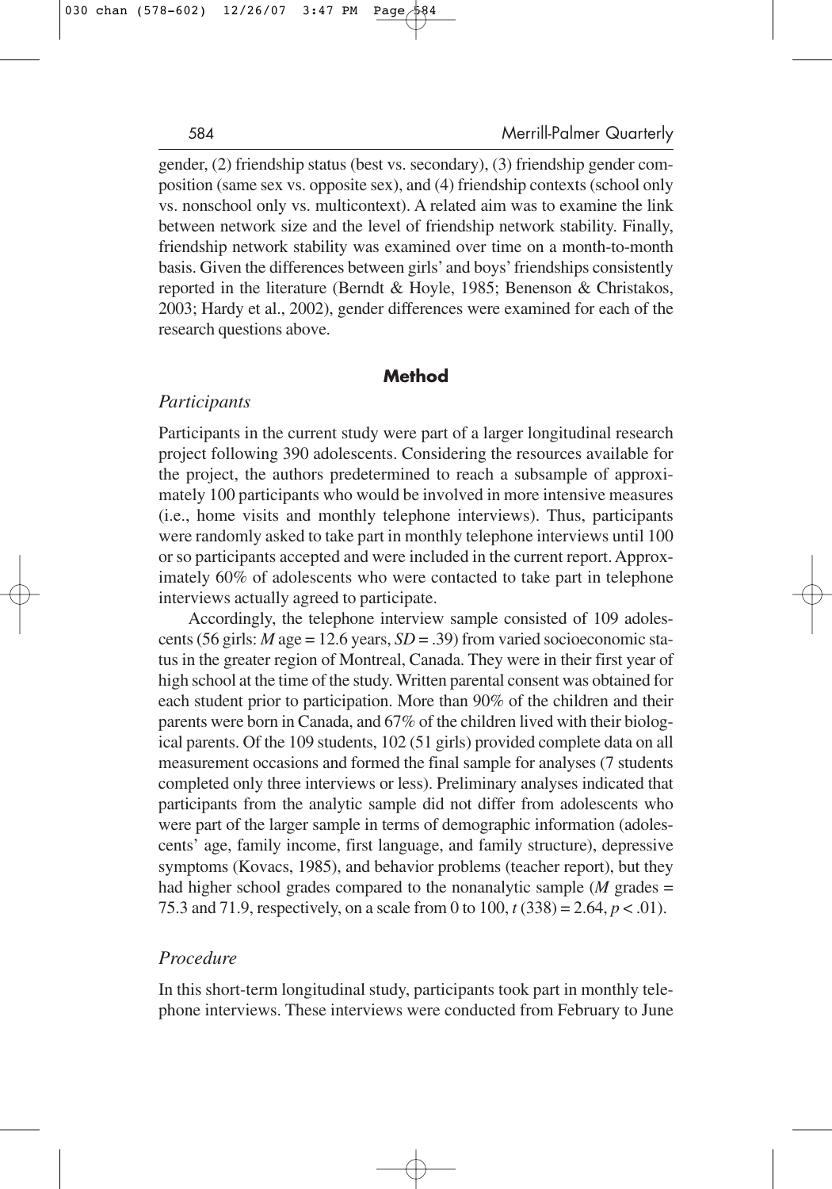gender, (2) friendship status (best vs. secondary), (3) friendship gender composition (same sex vs. opposite sex), and (4) friendship contexts (school only vs. nonschool only vs. multicontext). A related aim was to examine the link between network size and the level of friendship network stability. Finally, friendship network stability was examined over time on a month-to-month basis. Given the differences between girls' and boys' friendships consistently reported in the literature (Berndt & Hoyle, 1985; Benenson & Christakos, 2003; Hardy et al., 2002), gender differences were examined for each of the research questions above.

## Method

### *Participants*

Participants in the current study were part of a larger longitudinal research project following 390 adolescents. Considering the resources available for the project, the authors predetermined to reach a subsample of approximately 100 participants who would be involved in more intensive measures (i.e., home visits and monthly telephone interviews). Thus, participants were randomly asked to take part in monthly telephone interviews until 100 or so participants accepted and were included in the current report. Approximately 60% of adolescents who were contacted to take part in telephone interviews actually agreed to participate.

Accordingly, the telephone interview sample consisted of 109 adolescents (56 girls: $M$ age = 12.6 years, $SD = .39$) from varied socioeconomic status in the greater region of Montreal, Canada. They were in their first year of high school at the time of the study. Written parental consent was obtained for each student prior to participation. More than 90% of the children and their parents were born in Canada, and 67% of the children lived with their biological parents. Of the 109 students, 102 (51 girls) provided complete data on all measurement occasions and formed the final sample for analyses (7 students completed only three interviews or less). Preliminary analyses indicated that participants from the analytic sample did not differ from adolescents who were part of the larger sample in terms of demographic information (adolescents' age, family income, first language, and family structure), depressive symptoms (Kovacs, 1985), and behavior problems (teacher report), but they had higher school grades compared to the nonanalytic sample ($M$ grades = 75.3 and 71.9, respectively, on a scale from 0 to 100, $t\,(338) = 2.64$, $p < .01$).

### *Procedure*

In this short-term longitudinal study, participants took part in monthly telephone interviews. These interviews were conducted from February to June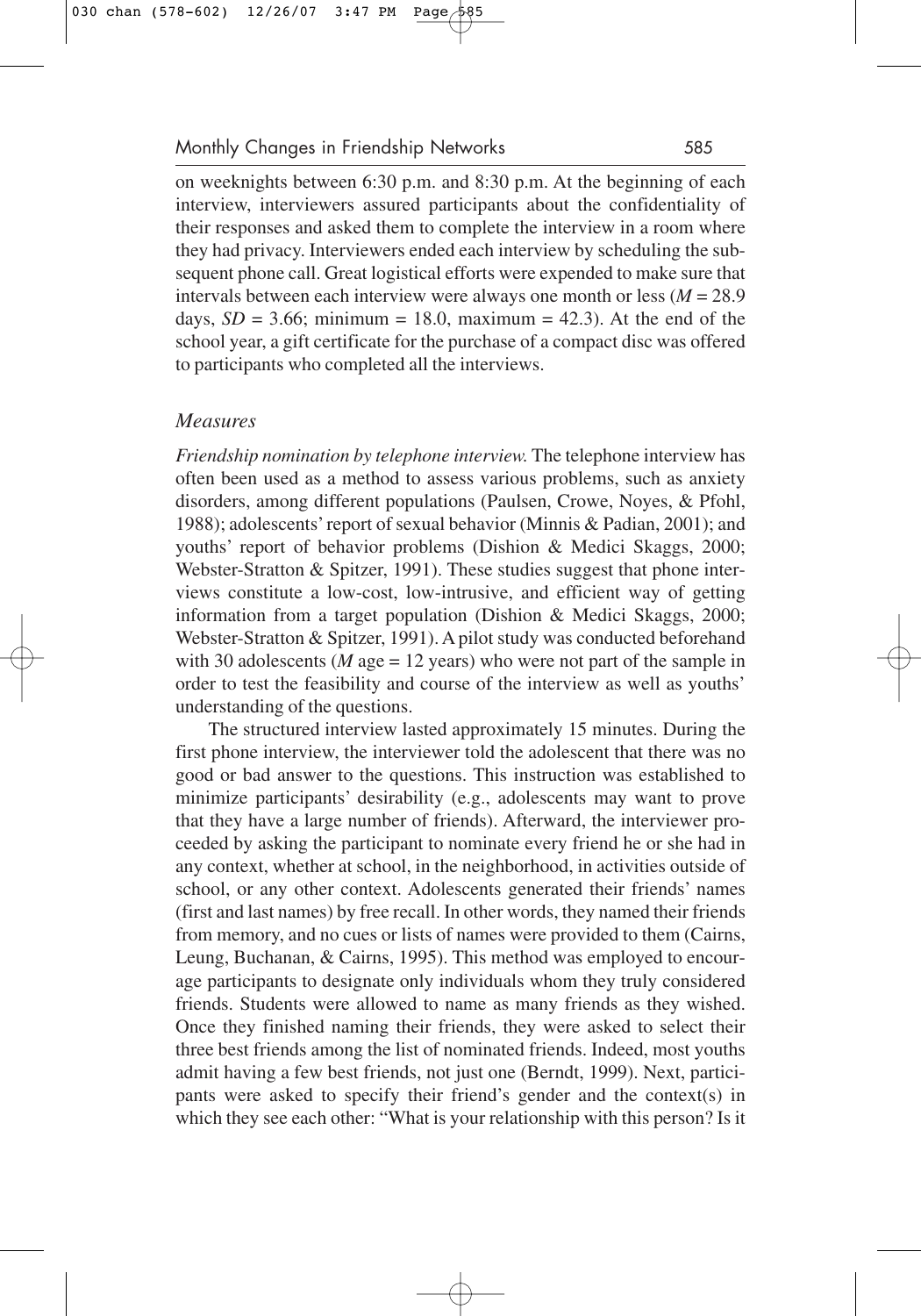on weeknights between 6:30 p.m. and 8:30 p.m. At the beginning of each interview, interviewers assured participants about the confidentiality of their responses and asked them to complete the interview in a room where they had privacy. Interviewers ended each interview by scheduling the subsequent phone call. Great logistical efforts were expended to make sure that intervals between each interview were always one month or less ($M = 28.9$ days, $SD = 3.66$; minimum = 18.0, maximum = 42.3). At the end of the school year, a gift certificate for the purchase of a compact disc was offered to participants who completed all the interviews.

### *Measures*

*Friendship nomination by telephone interview.* The telephone interview has often been used as a method to assess various problems, such as anxiety disorders, among different populations (Paulsen, Crowe, Noyes, & Pfohl, 1988); adolescents' report of sexual behavior (Minnis & Padian, 2001); and youths' report of behavior problems (Dishion & Medici Skaggs, 2000; Webster-Stratton & Spitzer, 1991). These studies suggest that phone interviews constitute a low-cost, low-intrusive, and efficient way of getting information from a target population (Dishion & Medici Skaggs, 2000; Webster-Stratton & Spitzer, 1991). A pilot study was conducted beforehand with 30 adolescents ($M$ age = 12 years) who were not part of the sample in order to test the feasibility and course of the interview as well as youths' understanding of the questions.

The structured interview lasted approximately 15 minutes. During the first phone interview, the interviewer told the adolescent that there was no good or bad answer to the questions. This instruction was established to minimize participants' desirability (e.g., adolescents may want to prove that they have a large number of friends). Afterward, the interviewer proceeded by asking the participant to nominate every friend he or she had in any context, whether at school, in the neighborhood, in activities outside of school, or any other context. Adolescents generated their friends' names (first and last names) by free recall. In other words, they named their friends from memory, and no cues or lists of names were provided to them (Cairns, Leung, Buchanan, & Cairns, 1995). This method was employed to encourage participants to designate only individuals whom they truly considered friends. Students were allowed to name as many friends as they wished. Once they finished naming their friends, they were asked to select their three best friends among the list of nominated friends. Indeed, most youths admit having a few best friends, not just one (Berndt, 1999). Next, participants were asked to specify their friend's gender and the context(s) in which they see each other: "What is your relationship with this person? Is it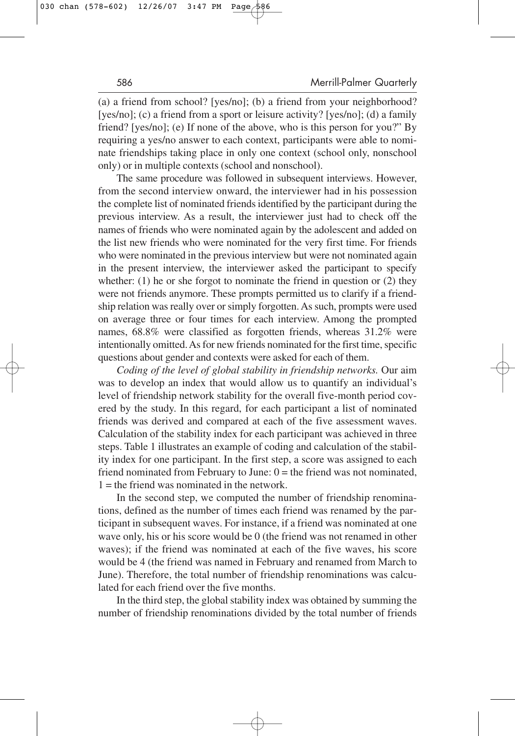(a) a friend from school? [yes/no]; (b) a friend from your neighborhood? [yes/no]; (c) a friend from a sport or leisure activity? [yes/no]; (d) a family friend? [yes/no]; (e) If none of the above, who is this person for you?" By requiring a yes/no answer to each context, participants were able to nominate friendships taking place in only one context (school only, nonschool only) or in multiple contexts (school and nonschool).

The same procedure was followed in subsequent interviews. However, from the second interview onward, the interviewer had in his possession the complete list of nominated friends identified by the participant during the previous interview. As a result, the interviewer just had to check off the names of friends who were nominated again by the adolescent and added on the list new friends who were nominated for the very first time. For friends who were nominated in the previous interview but were not nominated again in the present interview, the interviewer asked the participant to specify whether: (1) he or she forgot to nominate the friend in question or (2) they were not friends anymore. These prompts permitted us to clarify if a friendship relation was really over or simply forgotten. As such, prompts were used on average three or four times for each interview. Among the prompted names, 68.8% were classified as forgotten friends, whereas 31.2% were intentionally omitted. As for new friends nominated for the first time, specific questions about gender and contexts were asked for each of them.

*Coding of the level of global stability in friendship networks.* Our aim was to develop an index that would allow us to quantify an individual's level of friendship network stability for the overall five-month period covered by the study. In this regard, for each participant a list of nominated friends was derived and compared at each of the five assessment waves. Calculation of the stability index for each participant was achieved in three steps. Table 1 illustrates an example of coding and calculation of the stability index for one participant. In the first step, a score was assigned to each friend nominated from February to June: 0 = the friend was not nominated, 1 = the friend was nominated in the network.

In the second step, we computed the number of friendship renominations, defined as the number of times each friend was renamed by the participant in subsequent waves. For instance, if a friend was nominated at one wave only, his or his score would be 0 (the friend was not renamed in other waves); if the friend was nominated at each of the five waves, his score would be 4 (the friend was named in February and renamed from March to June). Therefore, the total number of friendship renominations was calculated for each friend over the five months.

In the third step, the global stability index was obtained by summing the number of friendship renominations divided by the total number of friends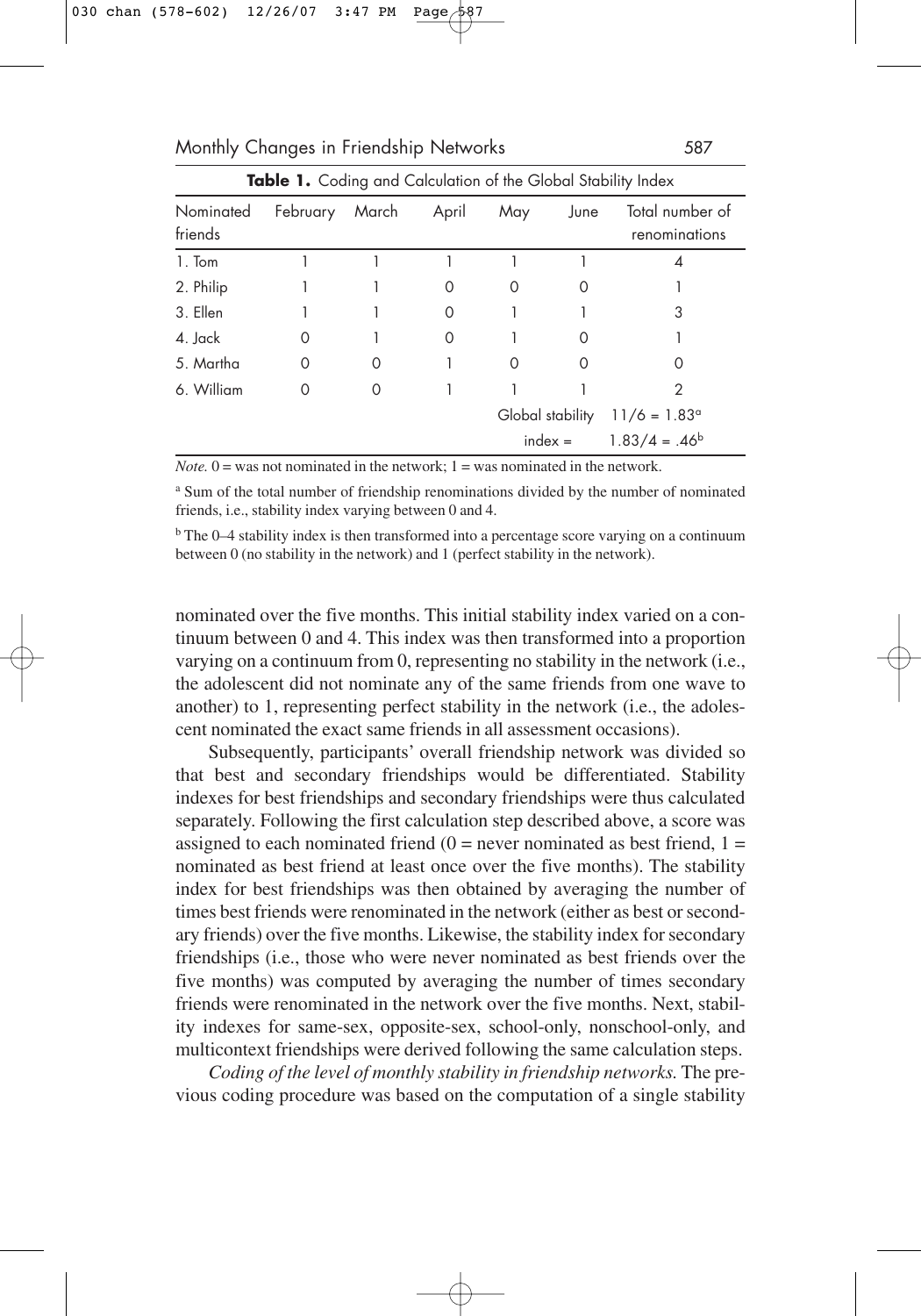**Table 1.** Coding and Calculation of the Global Stability Index

| Nominated friends | February | March | April | May | June | Total number of renominations |
|---|---|---|---|---|---|---|
| 1. Tom | 1 | 1 | 1 | 1 | 1 | 4 |
| 2. Philip | 1 | 1 | 0 | 0 | 0 | 1 |
| 3. Ellen | 1 | 1 | 0 | 1 | 1 | 3 |
| 4. Jack | 0 | 1 | 0 | 1 | 0 | 1 |
| 5. Martha | 0 | 0 | 1 | 0 | 0 | 0 |
| 6. William | 0 | 0 | 1 | 1 | 1 | 2 |
| | | | | Global stability | | 11/6 = 1.83[a] |
| | | | | index = | | 1.83/4 = .46[b] |

*Note.* 0 = was not nominated in the network; 1 = was nominated in the network.

[a] Sum of the total number of friendship renominations divided by the number of nominated friends, i.e., stability index varying between 0 and 4.

[b] The 0–4 stability index is then transformed into a percentage score varying on a continuum between 0 (no stability in the network) and 1 (perfect stability in the network).

nominated over the five months. This initial stability index varied on a continuum between 0 and 4. This index was then transformed into a proportion varying on a continuum from 0, representing no stability in the network (i.e., the adolescent did not nominate any of the same friends from one wave to another) to 1, representing perfect stability in the network (i.e., the adolescent nominated the exact same friends in all assessment occasions).

Subsequently, participants' overall friendship network was divided so that best and secondary friendships would be differentiated. Stability indexes for best friendships and secondary friendships were thus calculated separately. Following the first calculation step described above, a score was assigned to each nominated friend (0 = never nominated as best friend, 1 = nominated as best friend at least once over the five months). The stability index for best friendships was then obtained by averaging the number of times best friends were renominated in the network (either as best or secondary friends) over the five months. Likewise, the stability index for secondary friendships (i.e., those who were never nominated as best friends over the five months) was computed by averaging the number of times secondary friends were renominated in the network over the five months. Next, stability indexes for same-sex, opposite-sex, school-only, nonschool-only, and multicontext friendships were derived following the same calculation steps.

*Coding of the level of monthly stability in friendship networks.* The previous coding procedure was based on the computation of a single stability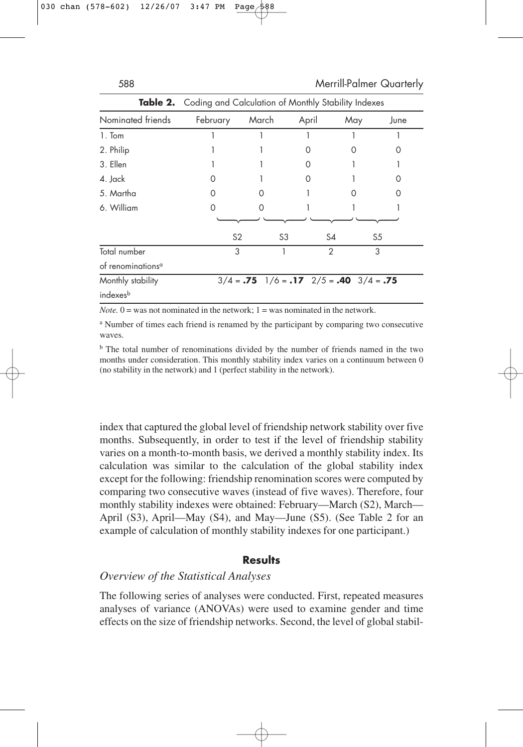**Table 2.** Coding and Calculation of Monthly Stability Indexes

| Nominated friends | February | | March | | April | | May | | June |
|---|---|---|---|---|---|---|---|---|---|
| 1. Tom | 1 | | 1 | | 1 | | 1 | | 1 |
| 2. Philip | 1 | | 1 | | 0 | | 0 | | 0 |
| 3. Ellen | 1 | | 1 | | 0 | | 1 | | 1 |
| 4. Jack | 0 | | 1 | | 0 | | 1 | | 0 |
| 5. Martha | 0 | | 0 | | 1 | | 0 | | 0 |
| 6. William | 0 | | 0 | | 1 | | 1 | | 1 |
| | | S2 | | S3 | | S4 | | S5 | |
| Total number of renominations[a] | | 3 | | 1 | | 2 | | 3 | |
| Monthly stability indexes[b] | | 3/4 = **.75** | | 1/6 = **.17** | | 2/5 = **.40** | | 3/4 = **.75** | |

*Note.* 0 = was not nominated in the network; 1 = was nominated in the network.

[a] Number of times each friend is renamed by the participant by comparing two consecutive waves.

[b] The total number of renominations divided by the number of friends named in the two months under consideration. This monthly stability index varies on a continuum between 0 (no stability in the network) and 1 (perfect stability in the network).

index that captured the global level of friendship network stability over five months. Subsequently, in order to test if the level of friendship stability varies on a month-to-month basis, we derived a monthly stability index. Its calculation was similar to the calculation of the global stability index except for the following: friendship renomination scores were computed by comparing two consecutive waves (instead of five waves). Therefore, four monthly stability indexes were obtained: February—March (S2), March—April (S3), April—May (S4), and May—June (S5). (See Table 2 for an example of calculation of monthly stability indexes for one participant.)

## Results

### *Overview of the Statistical Analyses*

The following series of analyses were conducted. First, repeated measures analyses of variance (ANOVAs) were used to examine gender and time effects on the size of friendship networks. Second, the level of global stabil-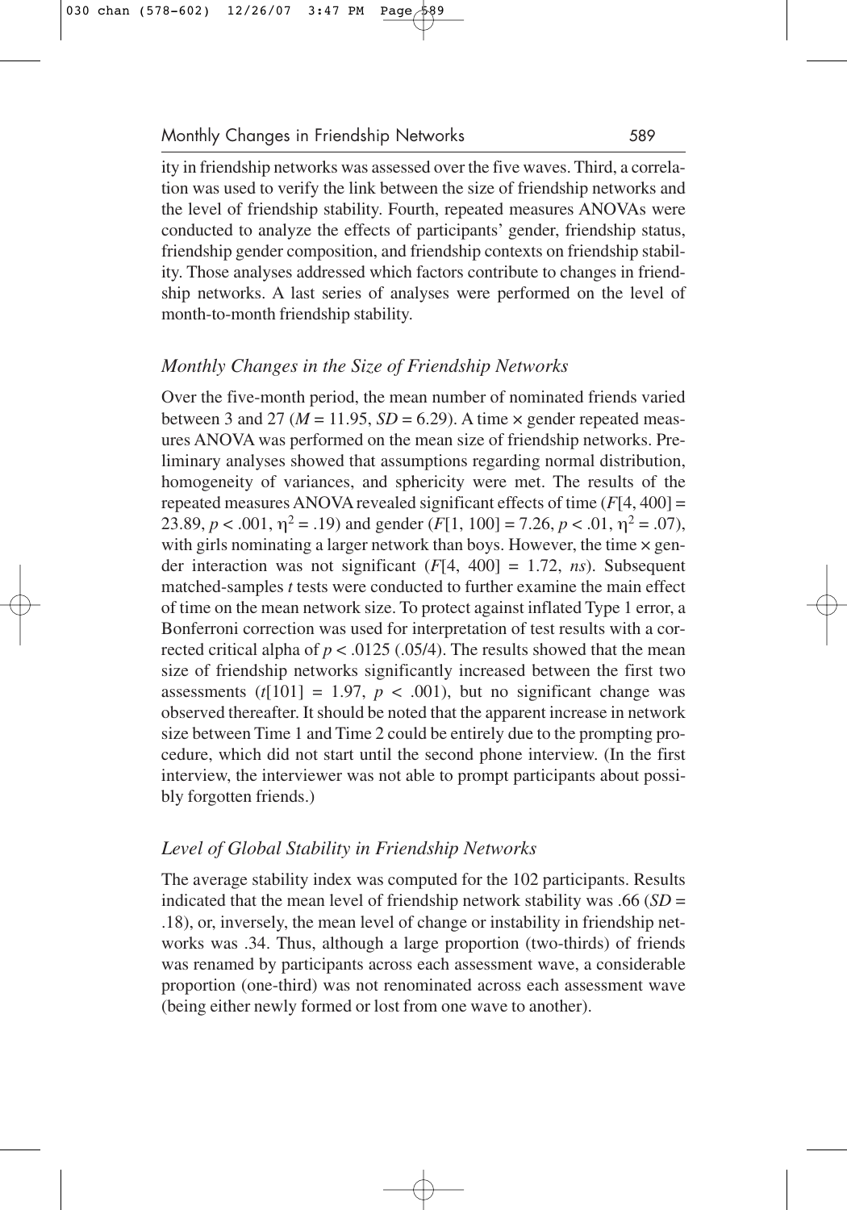ity in friendship networks was assessed over the five waves. Third, a correlation was used to verify the link between the size of friendship networks and the level of friendship stability. Fourth, repeated measures ANOVAs were conducted to analyze the effects of participants' gender, friendship status, friendship gender composition, and friendship contexts on friendship stability. Those analyses addressed which factors contribute to changes in friendship networks. A last series of analyses were performed on the level of month-to-month friendship stability.

### *Monthly Changes in the Size of Friendship Networks*

Over the five-month period, the mean number of nominated friends varied between 3 and 27 ($M = 11.95$, $SD = 6.29$). A time × gender repeated measures ANOVA was performed on the mean size of friendship networks. Preliminary analyses showed that assumptions regarding normal distribution, homogeneity of variances, and sphericity were met. The results of the repeated measures ANOVA revealed significant effects of time ($F[4, 400] = 23.89$, $p < .001$, $\eta^2 = .19$) and gender ($F[1, 100] = 7.26$, $p < .01$, $\eta^2 = .07$), with girls nominating a larger network than boys. However, the time × gender interaction was not significant ($F[4, 400] = 1.72$, *ns*). Subsequent matched-samples *t* tests were conducted to further examine the main effect of time on the mean network size. To protect against inflated Type 1 error, a Bonferroni correction was used for interpretation of test results with a corrected critical alpha of $p < .0125$ (.05/4). The results showed that the mean size of friendship networks significantly increased between the first two assessments ($t[101] = 1.97$, $p < .001$), but no significant change was observed thereafter. It should be noted that the apparent increase in network size between Time 1 and Time 2 could be entirely due to the prompting procedure, which did not start until the second phone interview. (In the first interview, the interviewer was not able to prompt participants about possibly forgotten friends.)

### *Level of Global Stability in Friendship Networks*

The average stability index was computed for the 102 participants. Results indicated that the mean level of friendship network stability was .66 ($SD = .18$), or, inversely, the mean level of change or instability in friendship networks was .34. Thus, although a large proportion (two-thirds) of friends was renamed by participants across each assessment wave, a considerable proportion (one-third) was not renominated across each assessment wave (being either newly formed or lost from one wave to another).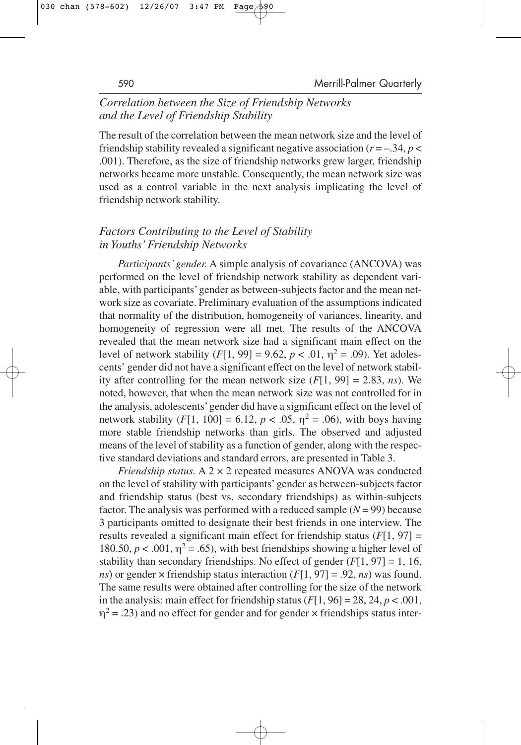### *Correlation between the Size of Friendship Networks and the Level of Friendship Stability*

The result of the correlation between the mean network size and the level of friendship stability revealed a significant negative association ($r = -.34$, $p < .001$). Therefore, as the size of friendship networks grew larger, friendship networks became more unstable. Consequently, the mean network size was used as a control variable in the next analysis implicating the level of friendship network stability.

### *Factors Contributing to the Level of Stability in Youths' Friendship Networks*

*Participants' gender.* A simple analysis of covariance (ANCOVA) was performed on the level of friendship network stability as dependent variable, with participants' gender as between-subjects factor and the mean network size as covariate. Preliminary evaluation of the assumptions indicated that normality of the distribution, homogeneity of variances, linearity, and homogeneity of regression were all met. The results of the ANCOVA revealed that the mean network size had a significant main effect on the level of network stability ($F[1, 99] = 9.62$, $p < .01$, $\eta^2 = .09$). Yet adolescents' gender did not have a significant effect on the level of network stability after controlling for the mean network size ($F[1, 99] = 2.83$, *ns*). We noted, however, that when the mean network size was not controlled for in the analysis, adolescents' gender did have a significant effect on the level of network stability ($F[1, 100] = 6.12$, $p < .05$, $\eta^2 = .06$), with boys having more stable friendship networks than girls. The observed and adjusted means of the level of stability as a function of gender, along with the respective standard deviations and standard errors, are presented in Table 3.

*Friendship status.* A 2 × 2 repeated measures ANOVA was conducted on the level of stability with participants' gender as between-subjects factor and friendship status (best vs. secondary friendships) as within-subjects factor. The analysis was performed with a reduced sample ($N = 99$) because 3 participants omitted to designate their best friends in one interview. The results revealed a significant main effect for friendship status ($F[1, 97] = 180.50$, $p < .001$, $\eta^2 = .65$), with best friendships showing a higher level of stability than secondary friendships. No effect of gender ($F[1, 97] = 1, 16$, *ns*) or gender × friendship status interaction ($F[1, 97] = .92$, *ns*) was found. The same results were obtained after controlling for the size of the network in the analysis: main effect for friendship status ($F[1, 96] = 28, 24$, $p < .001$, $\eta^2 = .23$) and no effect for gender and for gender × friendships status inter-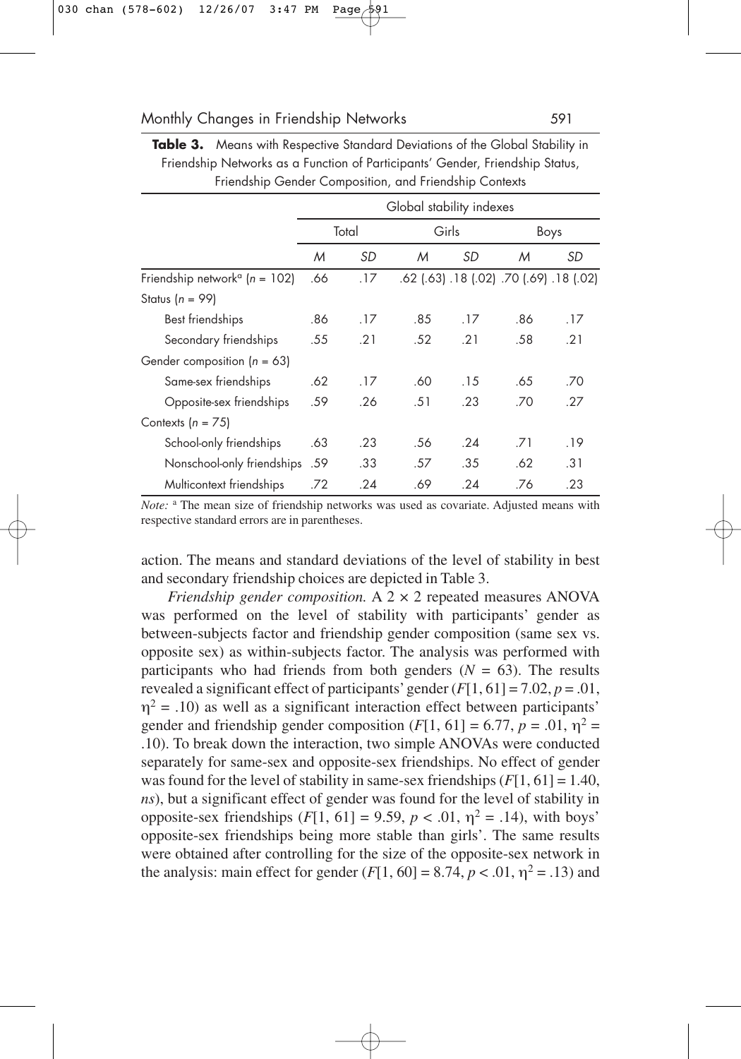**Table 3.** Means with Respective Standard Deviations of the Global Stability in Friendship Networks as a Function of Participants' Gender, Friendship Status, Friendship Gender Composition, and Friendship Contexts

| | Global stability indexes | | | | | |
|---|---|---|---|---|---|---|
| | Total | | Girls | | Boys | |
| | *M* | *SD* | *M* | *SD* | *M* | *SD* |
| Friendship network[a] (*n* = 102) | .66 | .17 | .62 (.63) | .18 (.02) | .70 (.69) | .18 (.02) |
| Status (*n* = 99) | | | | | | |
| Best friendships | .86 | .17 | .85 | .17 | .86 | .17 |
| Secondary friendships | .55 | .21 | .52 | .21 | .58 | .21 |
| Gender composition (*n* = 63) | | | | | | |
| Same-sex friendships | .62 | .17 | .60 | .15 | .65 | .70 |
| Opposite-sex friendships | .59 | .26 | .51 | .23 | .70 | .27 |
| Contexts (*n* = 75) | | | | | | |
| School-only friendships | .63 | .23 | .56 | .24 | .71 | .19 |
| Nonschool-only friendships | .59 | .33 | .57 | .35 | .62 | .31 |
| Multicontext friendships | .72 | .24 | .69 | .24 | .76 | .23 |

*Note:* [a] The mean size of friendship networks was used as covariate. Adjusted means with respective standard errors are in parentheses.

action. The means and standard deviations of the level of stability in best and secondary friendship choices are depicted in Table 3.

*Friendship gender composition.* A 2 × 2 repeated measures ANOVA was performed on the level of stability with participants' gender as between-subjects factor and friendship gender composition (same sex vs. opposite sex) as within-subjects factor. The analysis was performed with participants who had friends from both genders ($N = 63$). The results revealed a significant effect of participants' gender ($F[1, 61] = 7.02$, $p = .01$, $\eta^2 = .10$) as well as a significant interaction effect between participants' gender and friendship gender composition ($F[1, 61] = 6.77$, $p = .01$, $\eta^2 = .10$). To break down the interaction, two simple ANOVAs were conducted separately for same-sex and opposite-sex friendships. No effect of gender was found for the level of stability in same-sex friendships ($F[1, 61] = 1.40$, *ns*), but a significant effect of gender was found for the level of stability in opposite-sex friendships ($F[1, 61] = 9.59$, $p < .01$, $\eta^2 = .14$), with boys' opposite-sex friendships being more stable than girls'. The same results were obtained after controlling for the size of the opposite-sex network in the analysis: main effect for gender ($F[1, 60] = 8.74$, $p < .01$, $\eta^2 = .13$) and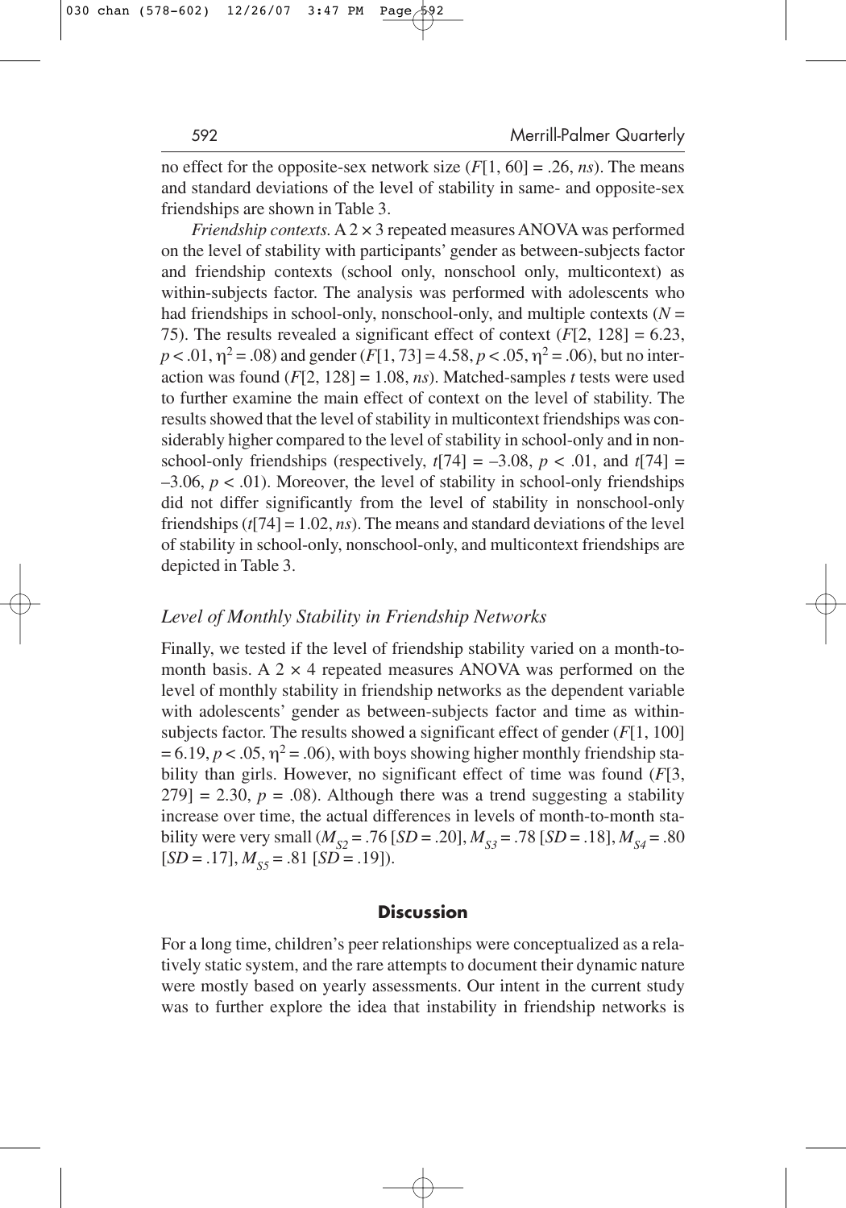no effect for the opposite-sex network size ($F[1, 60] = .26$, *ns*). The means and standard deviations of the level of stability in same- and opposite-sex friendships are shown in Table 3.

*Friendship contexts.* A 2 × 3 repeated measures ANOVA was performed on the level of stability with participants' gender as between-subjects factor and friendship contexts (school only, nonschool only, multicontext) as within-subjects factor. The analysis was performed with adolescents who had friendships in school-only, nonschool-only, and multiple contexts ($N = 75$). The results revealed a significant effect of context ($F[2, 128] = 6.23$, $p < .01$, $\eta^2 = .08$) and gender ($F[1, 73] = 4.58$, $p < .05$, $\eta^2 = .06$), but no interaction was found ($F[2, 128] = 1.08$, *ns*). Matched-samples *t* tests were used to further examine the main effect of context on the level of stability. The results showed that the level of stability in multicontext friendships was considerably higher compared to the level of stability in school-only and in nonschool-only friendships (respectively, $t[74] = -3.08$, $p < .01$, and $t[74] = -3.06$, $p < .01$). Moreover, the level of stability in school-only friendships did not differ significantly from the level of stability in nonschool-only friendships ($t[74] = 1.02$, *ns*). The means and standard deviations of the level of stability in school-only, nonschool-only, and multicontext friendships are depicted in Table 3.

### *Level of Monthly Stability in Friendship Networks*

Finally, we tested if the level of friendship stability varied on a month-to-month basis. A 2 × 4 repeated measures ANOVA was performed on the level of monthly stability in friendship networks as the dependent variable with adolescents' gender as between-subjects factor and time as within-subjects factor. The results showed a significant effect of gender ($F[1, 100] = 6.19$, $p < .05$, $\eta^2 = .06$), with boys showing higher monthly friendship stability than girls. However, no significant effect of time was found ($F[3, 279] = 2.30$, $p = .08$). Although there was a trend suggesting a stability increase over time, the actual differences in levels of month-to-month stability were very small ($M_{S2} = .76$ [$SD = .20$], $M_{S3} = .78$ [$SD = .18$], $M_{S4} = .80$ [$SD = .17$], $M_{S5} = .81$ [$SD = .19$]).

## Discussion

For a long time, children's peer relationships were conceptualized as a relatively static system, and the rare attempts to document their dynamic nature were mostly based on yearly assessments. Our intent in the current study was to further explore the idea that instability in friendship networks is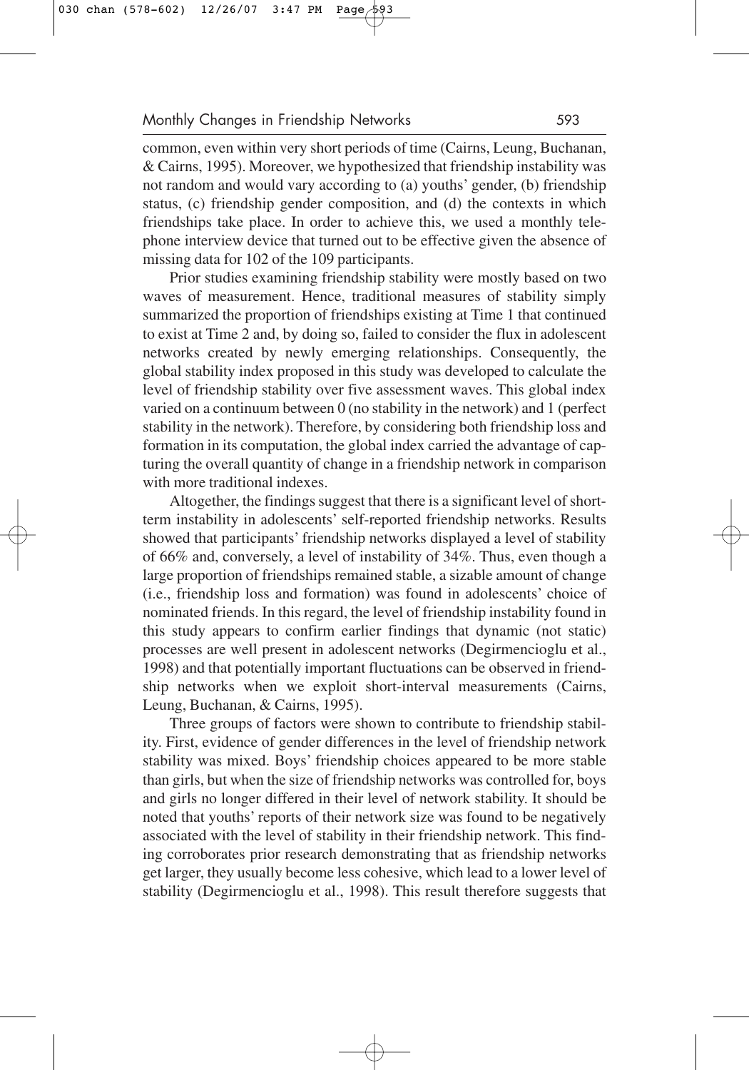common, even within very short periods of time (Cairns, Leung, Buchanan, & Cairns, 1995). Moreover, we hypothesized that friendship instability was not random and would vary according to (a) youths' gender, (b) friendship status, (c) friendship gender composition, and (d) the contexts in which friendships take place. In order to achieve this, we used a monthly telephone interview device that turned out to be effective given the absence of missing data for 102 of the 109 participants.

Prior studies examining friendship stability were mostly based on two waves of measurement. Hence, traditional measures of stability simply summarized the proportion of friendships existing at Time 1 that continued to exist at Time 2 and, by doing so, failed to consider the flux in adolescent networks created by newly emerging relationships. Consequently, the global stability index proposed in this study was developed to calculate the level of friendship stability over five assessment waves. This global index varied on a continuum between 0 (no stability in the network) and 1 (perfect stability in the network). Therefore, by considering both friendship loss and formation in its computation, the global index carried the advantage of capturing the overall quantity of change in a friendship network in comparison with more traditional indexes.

Altogether, the findings suggest that there is a significant level of short-term instability in adolescents' self-reported friendship networks. Results showed that participants' friendship networks displayed a level of stability of 66% and, conversely, a level of instability of 34%. Thus, even though a large proportion of friendships remained stable, a sizable amount of change (i.e., friendship loss and formation) was found in adolescents' choice of nominated friends. In this regard, the level of friendship instability found in this study appears to confirm earlier findings that dynamic (not static) processes are well present in adolescent networks (Degirmencioglu et al., 1998) and that potentially important fluctuations can be observed in friendship networks when we exploit short-interval measurements (Cairns, Leung, Buchanan, & Cairns, 1995).

Three groups of factors were shown to contribute to friendship stability. First, evidence of gender differences in the level of friendship network stability was mixed. Boys' friendship choices appeared to be more stable than girls, but when the size of friendship networks was controlled for, boys and girls no longer differed in their level of network stability. It should be noted that youths' reports of their network size was found to be negatively associated with the level of stability in their friendship network. This finding corroborates prior research demonstrating that as friendship networks get larger, they usually become less cohesive, which lead to a lower level of stability (Degirmencioglu et al., 1998). This result therefore suggests that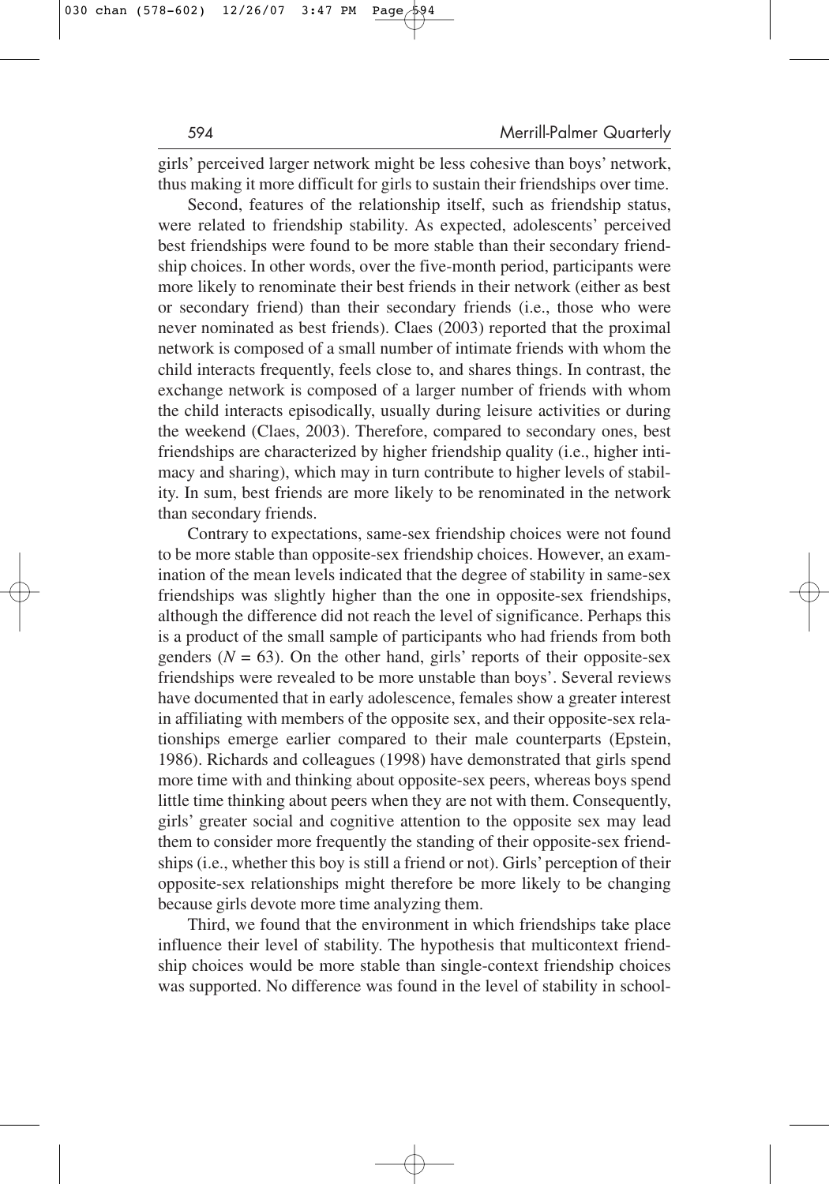girls' perceived larger network might be less cohesive than boys' network, thus making it more difficult for girls to sustain their friendships over time.

Second, features of the relationship itself, such as friendship status, were related to friendship stability. As expected, adolescents' perceived best friendships were found to be more stable than their secondary friendship choices. In other words, over the five-month period, participants were more likely to renominate their best friends in their network (either as best or secondary friend) than their secondary friends (i.e., those who were never nominated as best friends). Claes (2003) reported that the proximal network is composed of a small number of intimate friends with whom the child interacts frequently, feels close to, and shares things. In contrast, the exchange network is composed of a larger number of friends with whom the child interacts episodically, usually during leisure activities or during the weekend (Claes, 2003). Therefore, compared to secondary ones, best friendships are characterized by higher friendship quality (i.e., higher intimacy and sharing), which may in turn contribute to higher levels of stability. In sum, best friends are more likely to be renominated in the network than secondary friends.

Contrary to expectations, same-sex friendship choices were not found to be more stable than opposite-sex friendship choices. However, an examination of the mean levels indicated that the degree of stability in same-sex friendships was slightly higher than the one in opposite-sex friendships, although the difference did not reach the level of significance. Perhaps this is a product of the small sample of participants who had friends from both genders ($N = 63$). On the other hand, girls' reports of their opposite-sex friendships were revealed to be more unstable than boys'. Several reviews have documented that in early adolescence, females show a greater interest in affiliating with members of the opposite sex, and their opposite-sex relationships emerge earlier compared to their male counterparts (Epstein, 1986). Richards and colleagues (1998) have demonstrated that girls spend more time with and thinking about opposite-sex peers, whereas boys spend little time thinking about peers when they are not with them. Consequently, girls' greater social and cognitive attention to the opposite sex may lead them to consider more frequently the standing of their opposite-sex friendships (i.e., whether this boy is still a friend or not). Girls' perception of their opposite-sex relationships might therefore be more likely to be changing because girls devote more time analyzing them.

Third, we found that the environment in which friendships take place influence their level of stability. The hypothesis that multicontext friendship choices would be more stable than single-context friendship choices was supported. No difference was found in the level of stability in school-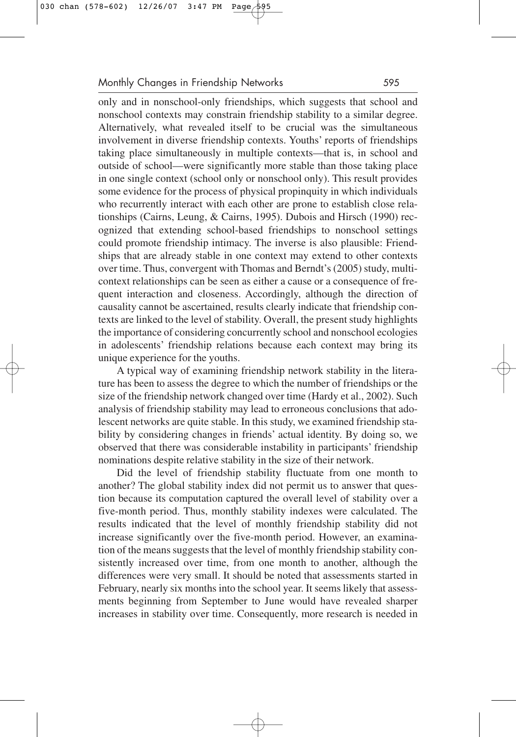only and in nonschool-only friendships, which suggests that school and nonschool contexts may constrain friendship stability to a similar degree. Alternatively, what revealed itself to be crucial was the simultaneous involvement in diverse friendship contexts. Youths' reports of friendships taking place simultaneously in multiple contexts—that is, in school and outside of school—were significantly more stable than those taking place in one single context (school only or nonschool only). This result provides some evidence for the process of physical propinquity in which individuals who recurrently interact with each other are prone to establish close relationships (Cairns, Leung, & Cairns, 1995). Dubois and Hirsch (1990) recognized that extending school-based friendships to nonschool settings could promote friendship intimacy. The inverse is also plausible: Friendships that are already stable in one context may extend to other contexts over time. Thus, convergent with Thomas and Berndt's (2005) study, multicontext relationships can be seen as either a cause or a consequence of frequent interaction and closeness. Accordingly, although the direction of causality cannot be ascertained, results clearly indicate that friendship contexts are linked to the level of stability. Overall, the present study highlights the importance of considering concurrently school and nonschool ecologies in adolescents' friendship relations because each context may bring its unique experience for the youths.

A typical way of examining friendship network stability in the literature has been to assess the degree to which the number of friendships or the size of the friendship network changed over time (Hardy et al., 2002). Such analysis of friendship stability may lead to erroneous conclusions that adolescent networks are quite stable. In this study, we examined friendship stability by considering changes in friends' actual identity. By doing so, we observed that there was considerable instability in participants' friendship nominations despite relative stability in the size of their network.

Did the level of friendship stability fluctuate from one month to another? The global stability index did not permit us to answer that question because its computation captured the overall level of stability over a five-month period. Thus, monthly stability indexes were calculated. The results indicated that the level of monthly friendship stability did not increase significantly over the five-month period. However, an examination of the means suggests that the level of monthly friendship stability consistently increased over time, from one month to another, although the differences were very small. It should be noted that assessments started in February, nearly six months into the school year. It seems likely that assessments beginning from September to June would have revealed sharper increases in stability over time. Consequently, more research is needed in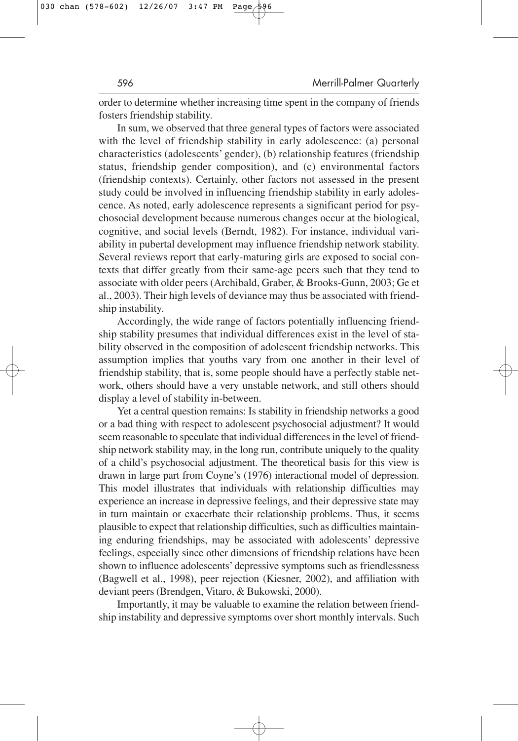order to determine whether increasing time spent in the company of friends fosters friendship stability.

In sum, we observed that three general types of factors were associated with the level of friendship stability in early adolescence: (a) personal characteristics (adolescents' gender), (b) relationship features (friendship status, friendship gender composition), and (c) environmental factors (friendship contexts). Certainly, other factors not assessed in the present study could be involved in influencing friendship stability in early adolescence. As noted, early adolescence represents a significant period for psychosocial development because numerous changes occur at the biological, cognitive, and social levels (Berndt, 1982). For instance, individual variability in pubertal development may influence friendship network stability. Several reviews report that early-maturing girls are exposed to social contexts that differ greatly from their same-age peers such that they tend to associate with older peers (Archibald, Graber, & Brooks-Gunn, 2003; Ge et al., 2003). Their high levels of deviance may thus be associated with friendship instability.

Accordingly, the wide range of factors potentially influencing friendship stability presumes that individual differences exist in the level of stability observed in the composition of adolescent friendship networks. This assumption implies that youths vary from one another in their level of friendship stability, that is, some people should have a perfectly stable network, others should have a very unstable network, and still others should display a level of stability in-between.

Yet a central question remains: Is stability in friendship networks a good or a bad thing with respect to adolescent psychosocial adjustment? It would seem reasonable to speculate that individual differences in the level of friendship network stability may, in the long run, contribute uniquely to the quality of a child's psychosocial adjustment. The theoretical basis for this view is drawn in large part from Coyne's (1976) interactional model of depression. This model illustrates that individuals with relationship difficulties may experience an increase in depressive feelings, and their depressive state may in turn maintain or exacerbate their relationship problems. Thus, it seems plausible to expect that relationship difficulties, such as difficulties maintaining enduring friendships, may be associated with adolescents' depressive feelings, especially since other dimensions of friendship relations have been shown to influence adolescents' depressive symptoms such as friendlessness (Bagwell et al., 1998), peer rejection (Kiesner, 2002), and affiliation with deviant peers (Brendgen, Vitaro, & Bukowski, 2000).

Importantly, it may be valuable to examine the relation between friendship instability and depressive symptoms over short monthly intervals. Such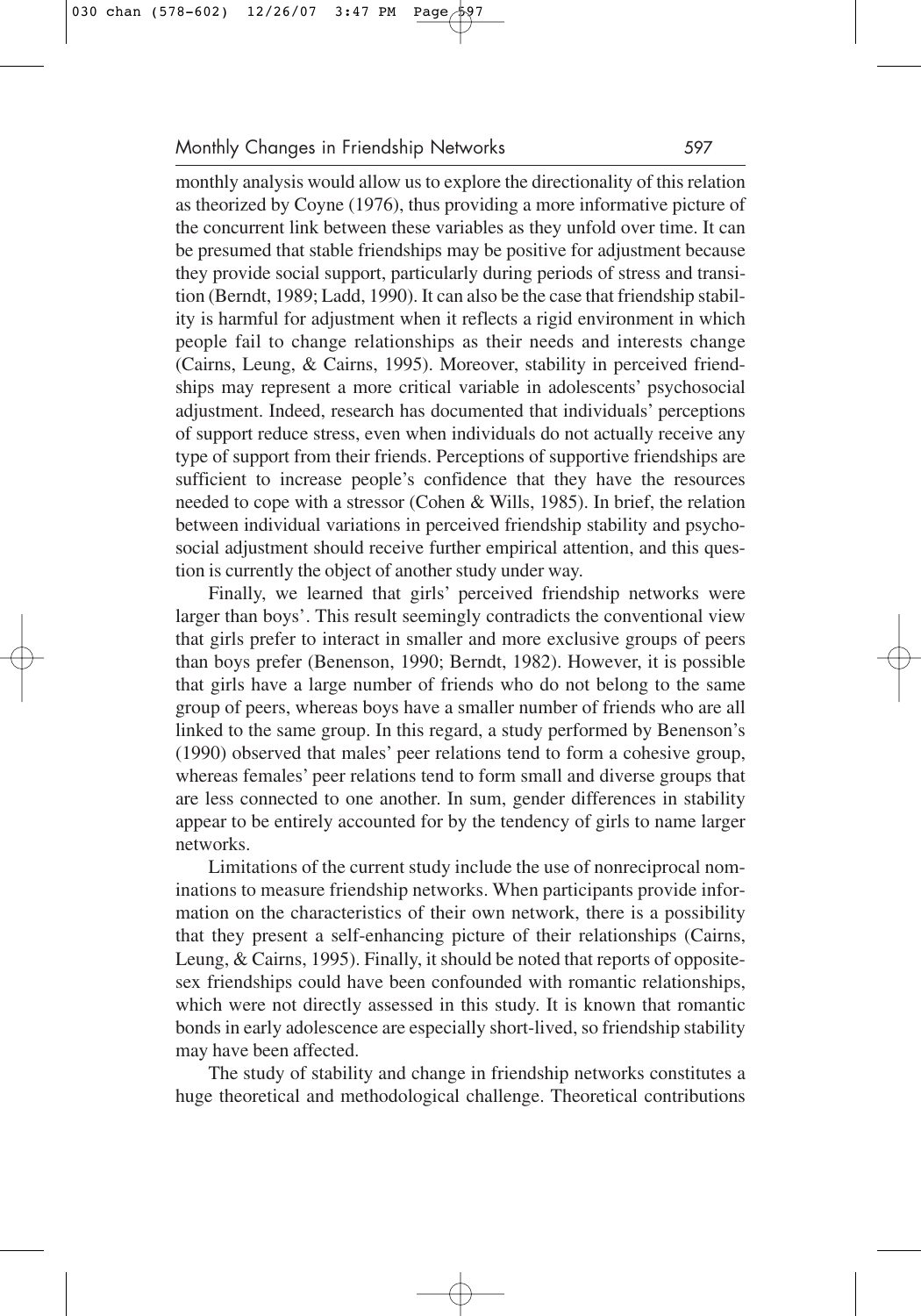monthly analysis would allow us to explore the directionality of this relation as theorized by Coyne (1976), thus providing a more informative picture of the concurrent link between these variables as they unfold over time. It can be presumed that stable friendships may be positive for adjustment because they provide social support, particularly during periods of stress and transition (Berndt, 1989; Ladd, 1990). It can also be the case that friendship stability is harmful for adjustment when it reflects a rigid environment in which people fail to change relationships as their needs and interests change (Cairns, Leung, & Cairns, 1995). Moreover, stability in perceived friendships may represent a more critical variable in adolescents' psychosocial adjustment. Indeed, research has documented that individuals' perceptions of support reduce stress, even when individuals do not actually receive any type of support from their friends. Perceptions of supportive friendships are sufficient to increase people's confidence that they have the resources needed to cope with a stressor (Cohen & Wills, 1985). In brief, the relation between individual variations in perceived friendship stability and psychosocial adjustment should receive further empirical attention, and this question is currently the object of another study under way.

Finally, we learned that girls' perceived friendship networks were larger than boys'. This result seemingly contradicts the conventional view that girls prefer to interact in smaller and more exclusive groups of peers than boys prefer (Benenson, 1990; Berndt, 1982). However, it is possible that girls have a large number of friends who do not belong to the same group of peers, whereas boys have a smaller number of friends who are all linked to the same group. In this regard, a study performed by Benenson's (1990) observed that males' peer relations tend to form a cohesive group, whereas females' peer relations tend to form small and diverse groups that are less connected to one another. In sum, gender differences in stability appear to be entirely accounted for by the tendency of girls to name larger networks.

Limitations of the current study include the use of nonreciprocal nominations to measure friendship networks. When participants provide information on the characteristics of their own network, there is a possibility that they present a self-enhancing picture of their relationships (Cairns, Leung, & Cairns, 1995). Finally, it should be noted that reports of opposite-sex friendships could have been confounded with romantic relationships, which were not directly assessed in this study. It is known that romantic bonds in early adolescence are especially short-lived, so friendship stability may have been affected.

The study of stability and change in friendship networks constitutes a huge theoretical and methodological challenge. Theoretical contributions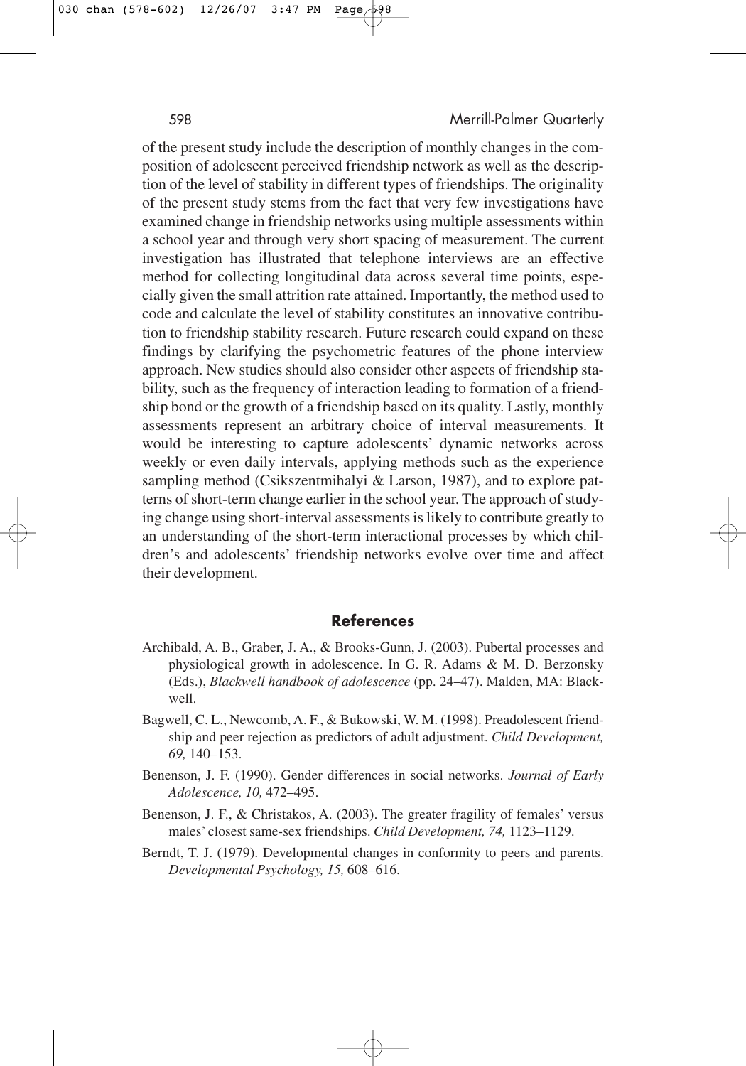of the present study include the description of monthly changes in the composition of adolescent perceived friendship network as well as the description of the level of stability in different types of friendships. The originality of the present study stems from the fact that very few investigations have examined change in friendship networks using multiple assessments within a school year and through very short spacing of measurement. The current investigation has illustrated that telephone interviews are an effective method for collecting longitudinal data across several time points, especially given the small attrition rate attained. Importantly, the method used to code and calculate the level of stability constitutes an innovative contribution to friendship stability research. Future research could expand on these findings by clarifying the psychometric features of the phone interview approach. New studies should also consider other aspects of friendship stability, such as the frequency of interaction leading to formation of a friendship bond or the growth of a friendship based on its quality. Lastly, monthly assessments represent an arbitrary choice of interval measurements. It would be interesting to capture adolescents' dynamic networks across weekly or even daily intervals, applying methods such as the experience sampling method (Csikszentmihalyi & Larson, 1987), and to explore patterns of short-term change earlier in the school year. The approach of studying change using short-interval assessments is likely to contribute greatly to an understanding of the short-term interactional processes by which children's and adolescents' friendship networks evolve over time and affect their development.

## References

Archibald, A. B., Graber, J. A., & Brooks-Gunn, J. (2003). Pubertal processes and physiological growth in adolescence. In G. R. Adams & M. D. Berzonsky (Eds.), *Blackwell handbook of adolescence* (pp. 24–47). Malden, MA: Blackwell.

Bagwell, C. L., Newcomb, A. F., & Bukowski, W. M. (1998). Preadolescent friendship and peer rejection as predictors of adult adjustment. *Child Development, 69,* 140–153.

Benenson, J. F. (1990). Gender differences in social networks. *Journal of Early Adolescence, 10,* 472–495.

Benenson, J. F., & Christakos, A. (2003). The greater fragility of females' versus males' closest same-sex friendships. *Child Development, 74,* 1123–1129.

Berndt, T. J. (1979). Developmental changes in conformity to peers and parents. *Developmental Psychology, 15,* 608–616.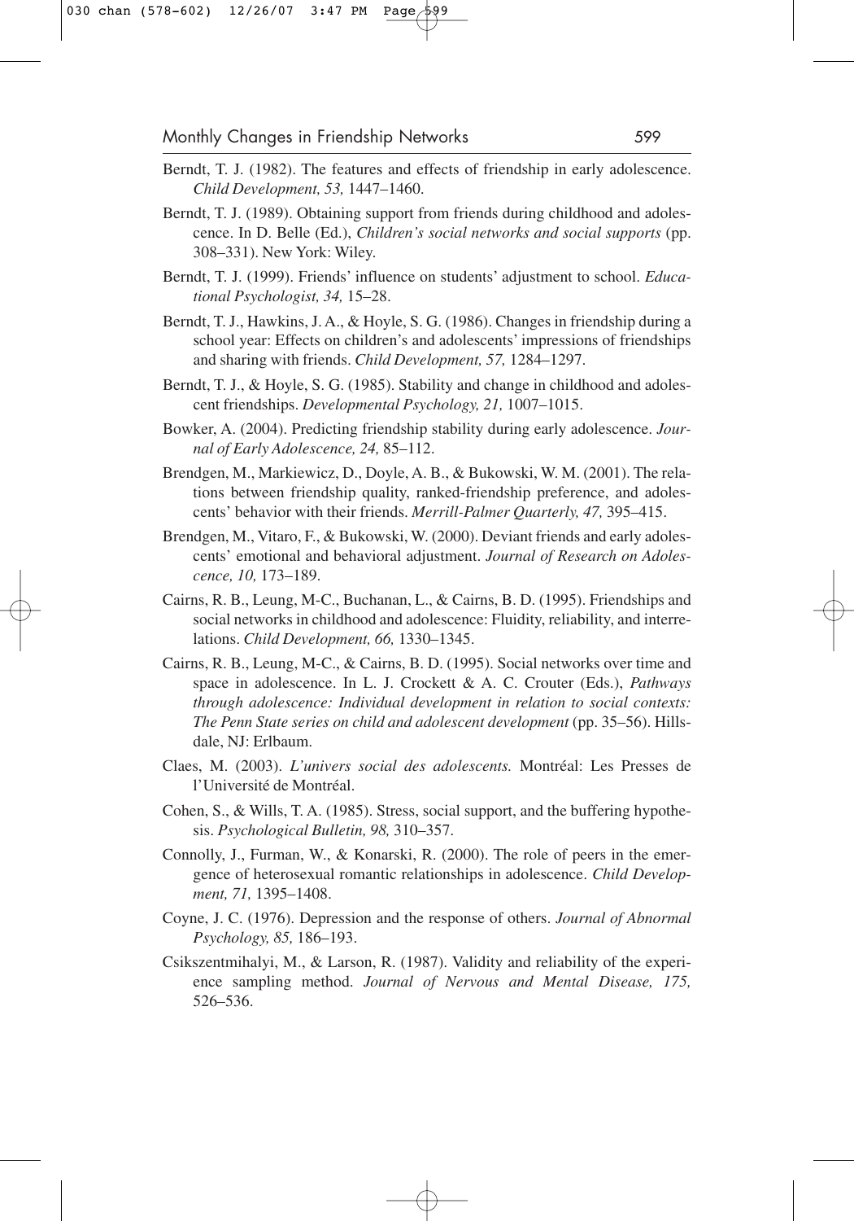Berndt, T. J. (1982). The features and effects of friendship in early adolescence. *Child Development, 53,* 1447–1460.

Berndt, T. J. (1989). Obtaining support from friends during childhood and adolescence. In D. Belle (Ed.), *Children's social networks and social supports* (pp. 308–331). New York: Wiley.

Berndt, T. J. (1999). Friends' influence on students' adjustment to school. *Educational Psychologist, 34,* 15–28.

Berndt, T. J., Hawkins, J. A., & Hoyle, S. G. (1986). Changes in friendship during a school year: Effects on children's and adolescents' impressions of friendships and sharing with friends. *Child Development, 57,* 1284–1297.

Berndt, T. J., & Hoyle, S. G. (1985). Stability and change in childhood and adolescent friendships. *Developmental Psychology, 21,* 1007–1015.

Bowker, A. (2004). Predicting friendship stability during early adolescence. *Journal of Early Adolescence, 24,* 85–112.

Brendgen, M., Markiewicz, D., Doyle, A. B., & Bukowski, W. M. (2001). The relations between friendship quality, ranked-friendship preference, and adolescents' behavior with their friends. *Merrill-Palmer Quarterly, 47,* 395–415.

Brendgen, M., Vitaro, F., & Bukowski, W. (2000). Deviant friends and early adolescents' emotional and behavioral adjustment. *Journal of Research on Adolescence, 10,* 173–189.

Cairns, R. B., Leung, M-C., Buchanan, L., & Cairns, B. D. (1995). Friendships and social networks in childhood and adolescence: Fluidity, reliability, and interrelations. *Child Development, 66,* 1330–1345.

Cairns, R. B., Leung, M-C., & Cairns, B. D. (1995). Social networks over time and space in adolescence. In L. J. Crockett & A. C. Crouter (Eds.), *Pathways through adolescence: Individual development in relation to social contexts: The Penn State series on child and adolescent development* (pp. 35–56). Hillsdale, NJ: Erlbaum.

Claes, M. (2003). *L'univers social des adolescents.* Montréal: Les Presses de l'Université de Montréal.

Cohen, S., & Wills, T. A. (1985). Stress, social support, and the buffering hypothesis. *Psychological Bulletin, 98,* 310–357.

Connolly, J., Furman, W., & Konarski, R. (2000). The role of peers in the emergence of heterosexual romantic relationships in adolescence. *Child Development, 71,* 1395–1408.

Coyne, J. C. (1976). Depression and the response of others. *Journal of Abnormal Psychology, 85,* 186–193.

Csikszentmihalyi, M., & Larson, R. (1987). Validity and reliability of the experience sampling method. *Journal of Nervous and Mental Disease, 175,* 526–536.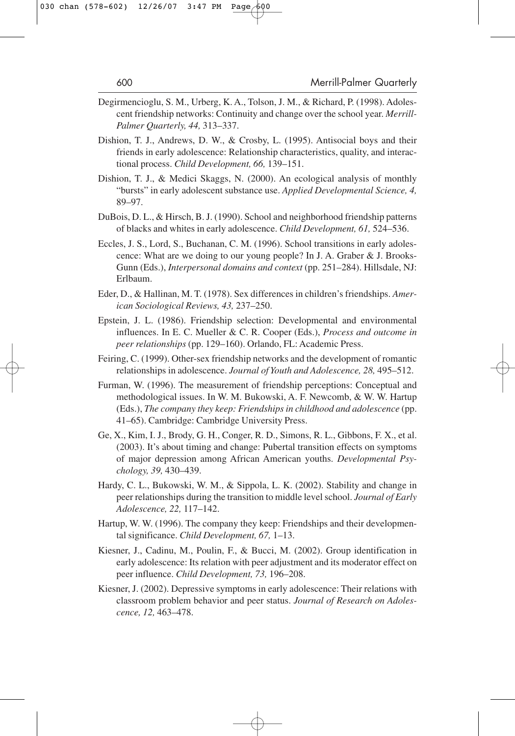Degirmencioglu, S. M., Urberg, K. A., Tolson, J. M., & Richard, P. (1998). Adolescent friendship networks: Continuity and change over the school year. *Merrill-Palmer Quarterly, 44,* 313–337.

Dishion, T. J., Andrews, D. W., & Crosby, L. (1995). Antisocial boys and their friends in early adolescence: Relationship characteristics, quality, and interactional process. *Child Development, 66,* 139–151.

Dishion, T. J., & Medici Skaggs, N. (2000). An ecological analysis of monthly "bursts" in early adolescent substance use. *Applied Developmental Science, 4,* 89–97.

DuBois, D. L., & Hirsch, B. J. (1990). School and neighborhood friendship patterns of blacks and whites in early adolescence. *Child Development, 61,* 524–536.

Eccles, J. S., Lord, S., Buchanan, C. M. (1996). School transitions in early adolescence: What are we doing to our young people? In J. A. Graber & J. Brooks-Gunn (Eds.), *Interpersonal domains and context* (pp. 251–284). Hillsdale, NJ: Erlbaum.

Eder, D., & Hallinan, M. T. (1978). Sex differences in children's friendships. *American Sociological Reviews, 43,* 237–250.

Epstein, J. L. (1986). Friendship selection: Developmental and environmental influences. In E. C. Mueller & C. R. Cooper (Eds.), *Process and outcome in peer relationships* (pp. 129–160). Orlando, FL: Academic Press.

Feiring, C. (1999). Other-sex friendship networks and the development of romantic relationships in adolescence. *Journal of Youth and Adolescence, 28,* 495–512.

Furman, W. (1996). The measurement of friendship perceptions: Conceptual and methodological issues. In W. M. Bukowski, A. F. Newcomb, & W. W. Hartup (Eds.), *The company they keep: Friendships in childhood and adolescence* (pp. 41–65). Cambridge: Cambridge University Press.

Ge, X., Kim, I. J., Brody, G. H., Conger, R. D., Simons, R. L., Gibbons, F. X., et al. (2003). It's about timing and change: Pubertal transition effects on symptoms of major depression among African American youths. *Developmental Psychology, 39,* 430–439.

Hardy, C. L., Bukowski, W. M., & Sippola, L. K. (2002). Stability and change in peer relationships during the transition to middle level school. *Journal of Early Adolescence, 22,* 117–142.

Hartup, W. W. (1996). The company they keep: Friendships and their developmental significance. *Child Development, 67,* 1–13.

Kiesner, J., Cadinu, M., Poulin, F., & Bucci, M. (2002). Group identification in early adolescence: Its relation with peer adjustment and its moderator effect on peer influence. *Child Development, 73,* 196–208.

Kiesner, J. (2002). Depressive symptoms in early adolescence: Their relations with classroom problem behavior and peer status. *Journal of Research on Adolescence, 12,* 463–478.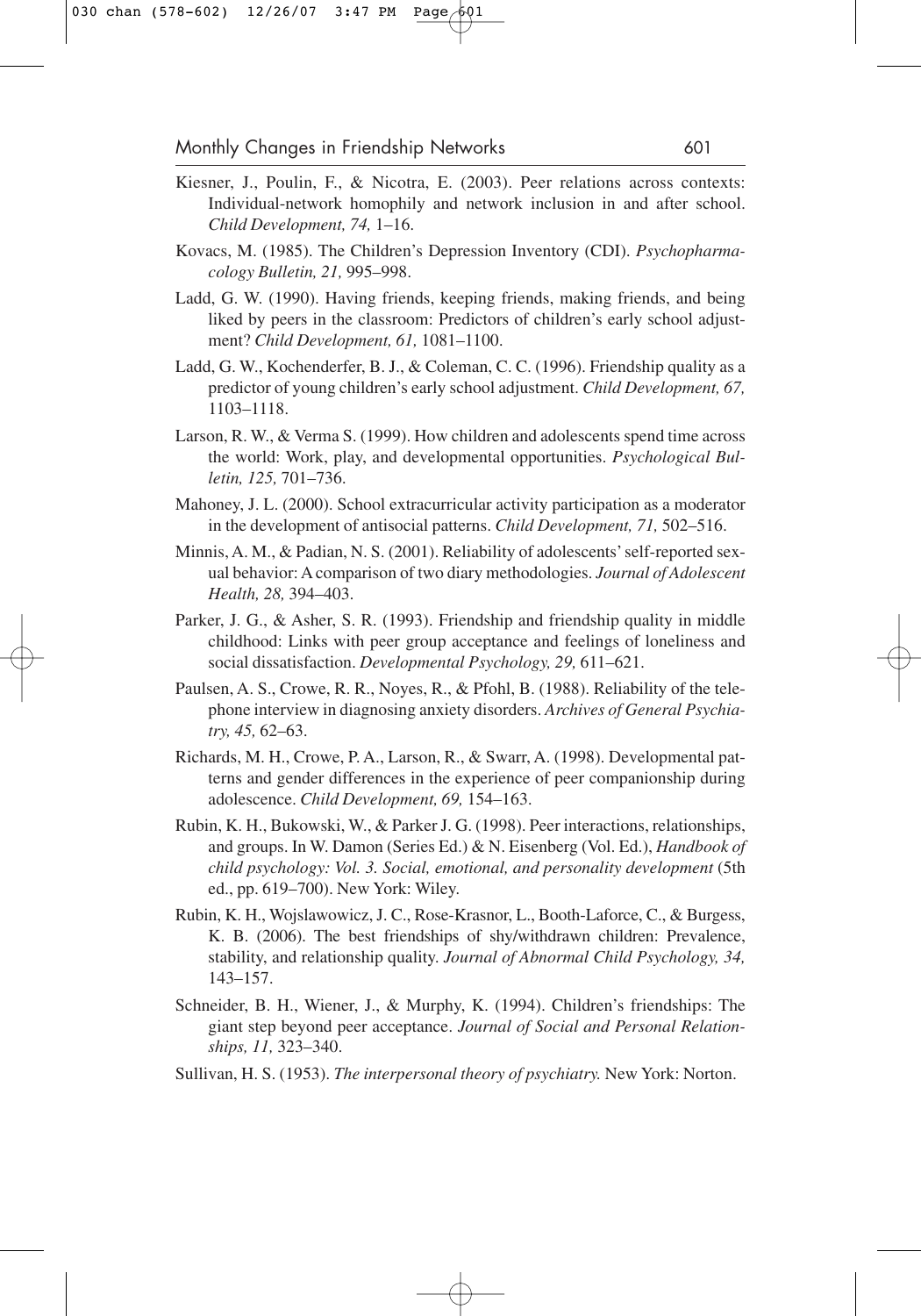Kiesner, J., Poulin, F., & Nicotra, E. (2003). Peer relations across contexts: Individual-network homophily and network inclusion in and after school. *Child Development, 74,* 1–16.

Kovacs, M. (1985). The Children's Depression Inventory (CDI). *Psychopharmacology Bulletin, 21,* 995–998.

Ladd, G. W. (1990). Having friends, keeping friends, making friends, and being liked by peers in the classroom: Predictors of children's early school adjustment? *Child Development, 61,* 1081–1100.

Ladd, G. W., Kochenderfer, B. J., & Coleman, C. C. (1996). Friendship quality as a predictor of young children's early school adjustment. *Child Development, 67,* 1103–1118.

Larson, R. W., & Verma S. (1999). How children and adolescents spend time across the world: Work, play, and developmental opportunities. *Psychological Bulletin, 125,* 701–736.

Mahoney, J. L. (2000). School extracurricular activity participation as a moderator in the development of antisocial patterns. *Child Development, 71,* 502–516.

Minnis, A. M., & Padian, N. S. (2001). Reliability of adolescents' self-reported sexual behavior: A comparison of two diary methodologies. *Journal of Adolescent Health, 28,* 394–403.

Parker, J. G., & Asher, S. R. (1993). Friendship and friendship quality in middle childhood: Links with peer group acceptance and feelings of loneliness and social dissatisfaction. *Developmental Psychology, 29,* 611–621.

Paulsen, A. S., Crowe, R. R., Noyes, R., & Pfohl, B. (1988). Reliability of the telephone interview in diagnosing anxiety disorders. *Archives of General Psychiatry, 45,* 62–63.

Richards, M. H., Crowe, P. A., Larson, R., & Swarr, A. (1998). Developmental patterns and gender differences in the experience of peer companionship during adolescence. *Child Development, 69,* 154–163.

Rubin, K. H., Bukowski, W., & Parker J. G. (1998). Peer interactions, relationships, and groups. In W. Damon (Series Ed.) & N. Eisenberg (Vol. Ed.), *Handbook of child psychology: Vol. 3. Social, emotional, and personality development* (5th ed., pp. 619–700). New York: Wiley.

Rubin, K. H., Wojslawowicz, J. C., Rose-Krasnor, L., Booth-Laforce, C., & Burgess, K. B. (2006). The best friendships of shy/withdrawn children: Prevalence, stability, and relationship quality. *Journal of Abnormal Child Psychology, 34,* 143–157.

Schneider, B. H., Wiener, J., & Murphy, K. (1994). Children's friendships: The giant step beyond peer acceptance. *Journal of Social and Personal Relationships, 11,* 323–340.

Sullivan, H. S. (1953). *The interpersonal theory of psychiatry.* New York: Norton.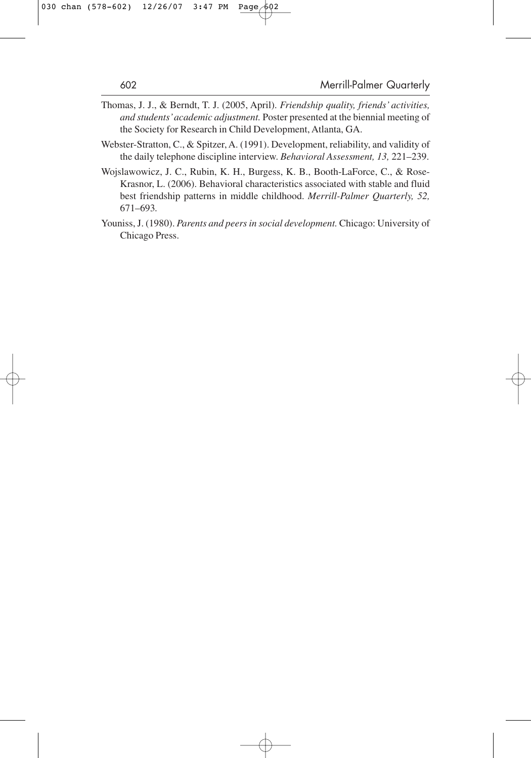Thomas, J. J., & Berndt, T. J. (2005, April). *Friendship quality, friends' activities, and students' academic adjustment.* Poster presented at the biennial meeting of the Society for Research in Child Development, Atlanta, GA.

Webster-Stratton, C., & Spitzer, A. (1991). Development, reliability, and validity of the daily telephone discipline interview. *Behavioral Assessment, 13,* 221–239.

Wojslawowicz, J. C., Rubin, K. H., Burgess, K. B., Booth-LaForce, C., & Rose-Krasnor, L. (2006). Behavioral characteristics associated with stable and fluid best friendship patterns in middle childhood. *Merrill-Palmer Quarterly, 52,* 671–693.

Youniss, J. (1980). *Parents and peers in social development.* Chicago: University of Chicago Press.